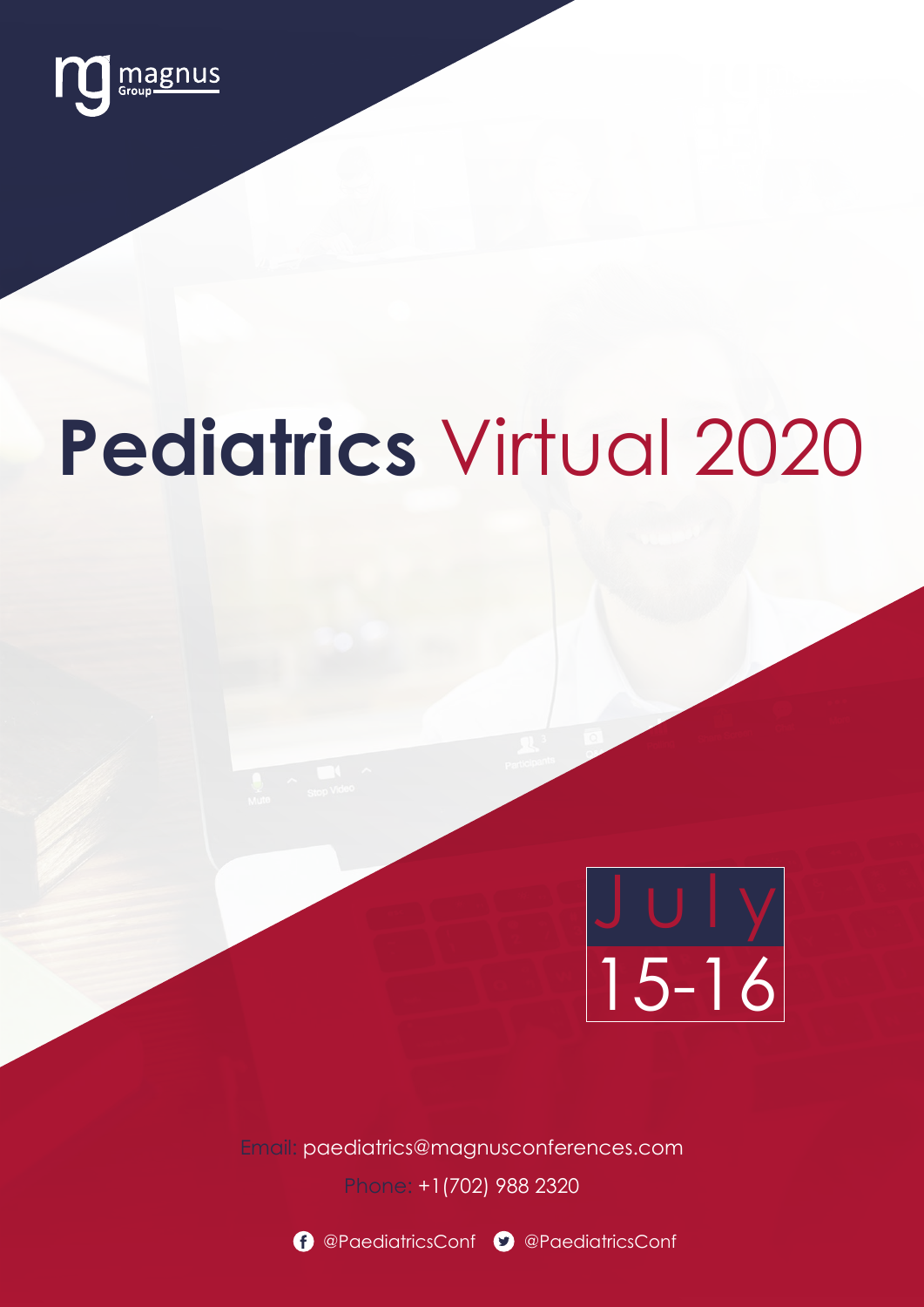magnus Group

# Pediatrics Virtual 2020

July 15-16

Email: paediatrics@magnusconferences.com

Phone: +1(702) 988 2320

@PaediatricsConf @PaediatricsConf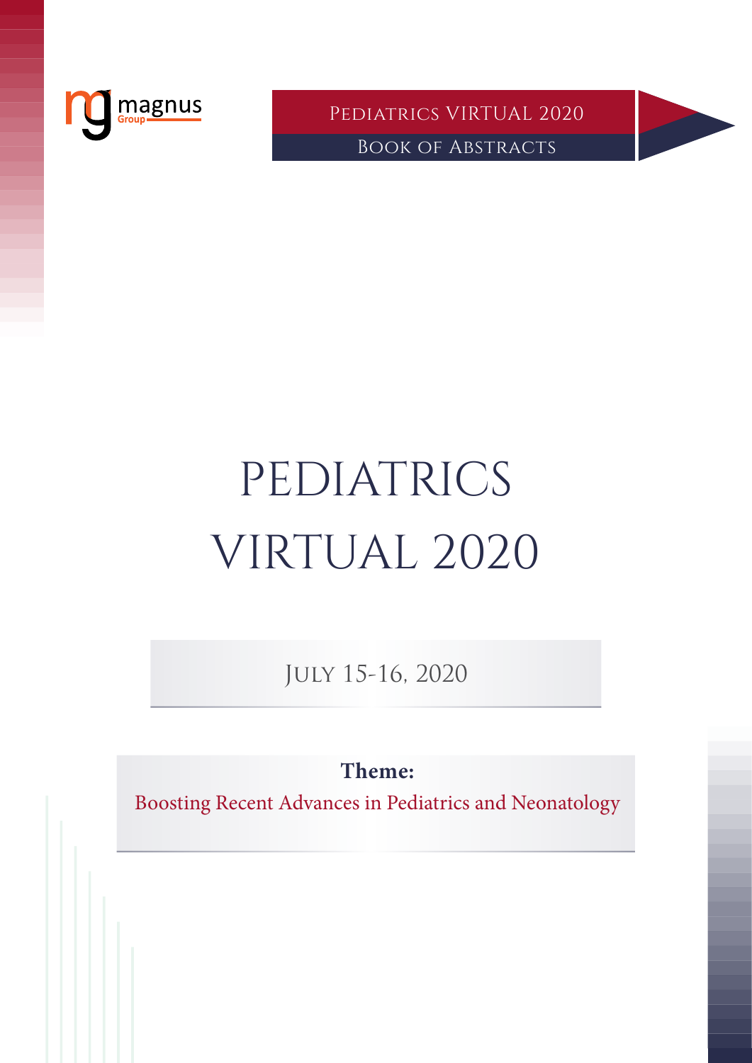# PEDIATRICS VIRTUAL 2020

July 15-16, 2020

**Theme:**

Boosting Recent Advances in Pediatrics and Neonatology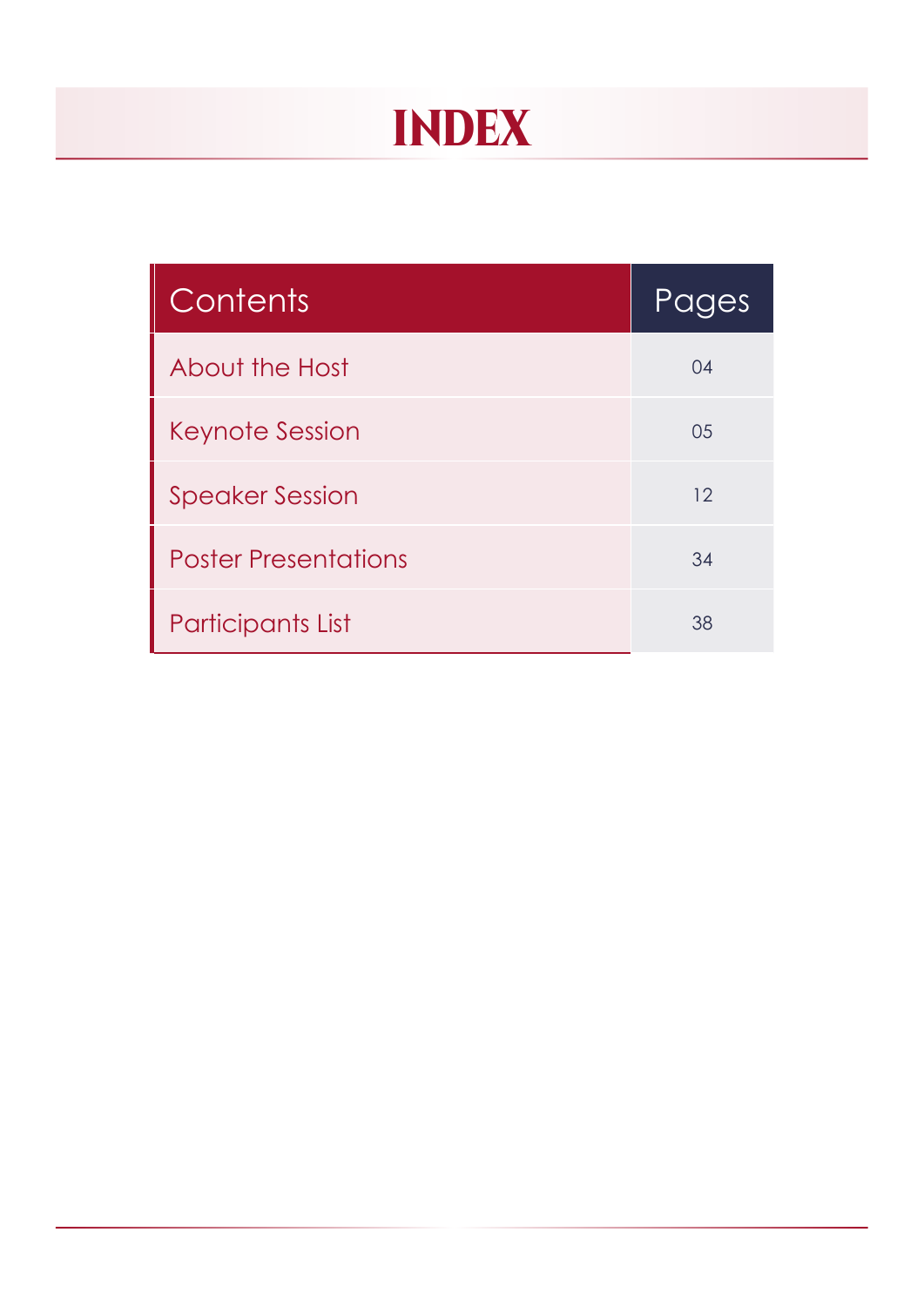# INDEX

| Contents | Pages |
| --- | --- |
| About the Host | 04 |
| Keynote Session | 05 |
| Speaker Session | 12 |
| Poster Presentations | 34 |
| Participants List | 38 |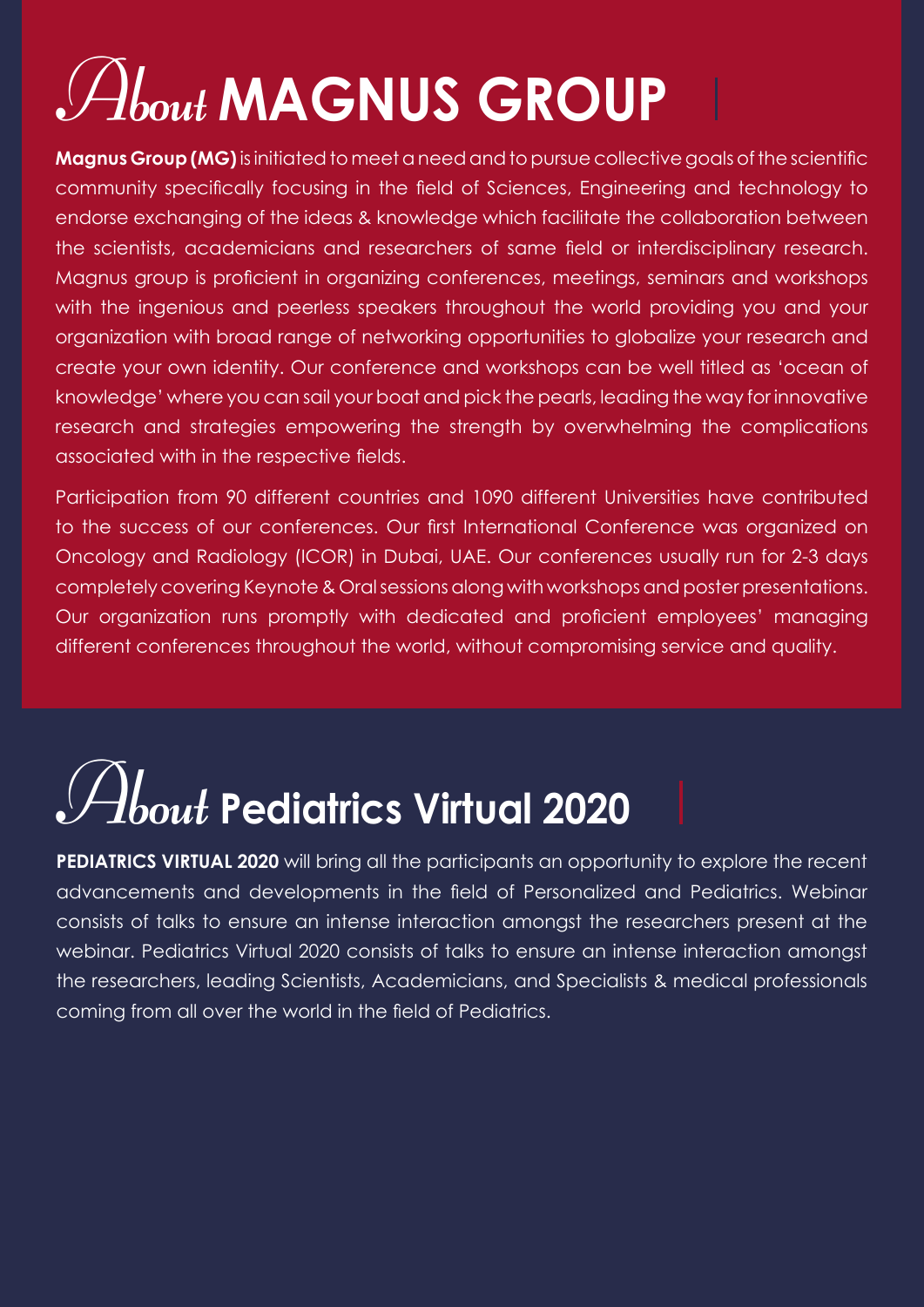# About MAGNUS GROUP

**Magnus Group (MG)** is initiated to meet a need and to pursue collective goals of the scientific community specifically focusing in the field of Sciences, Engineering and technology to endorse exchanging of the ideas & knowledge which facilitate the collaboration between the scientists, academicians and researchers of same field or interdisciplinary research. Magnus group is proficient in organizing conferences, meetings, seminars and workshops with the ingenious and peerless speakers throughout the world providing you and your organization with broad range of networking opportunities to globalize your research and create your own identity. Our conference and workshops can be well titled as 'ocean of knowledge' where you can sail your boat and pick the pearls, leading the way for innovative research and strategies empowering the strength by overwhelming the complications associated with in the respective fields.

Participation from 90 different countries and 1090 different Universities have contributed to the success of our conferences. Our first International Conference was organized on Oncology and Radiology (ICOR) in Dubai, UAE. Our conferences usually run for 2-3 days completely covering Keynote & Oral sessions along with workshops and poster presentations. Our organization runs promptly with dedicated and proficient employees' managing different conferences throughout the world, without compromising service and quality.

# About Pediatrics Virtual 2020

**PEDIATRICS VIRTUAL 2020** will bring all the participants an opportunity to explore the recent advancements and developments in the field of Personalized and Pediatrics. Webinar consists of talks to ensure an intense interaction amongst the researchers present at the webinar. Pediatrics Virtual 2020 consists of talks to ensure an intense interaction amongst the researchers, leading Scientists, Academicians, and Specialists & medical professionals coming from all over the world in the field of Pediatrics.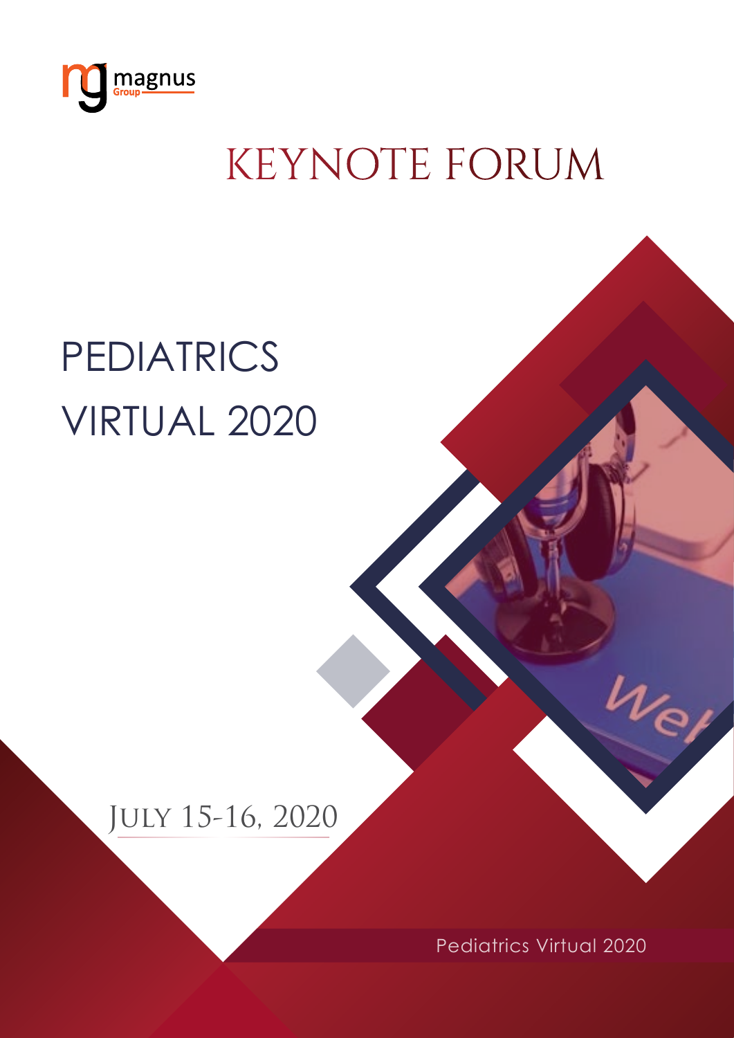# KEYNOTE FORUM

## PEDIATRICS VIRTUAL 2020

July 15-16, 2020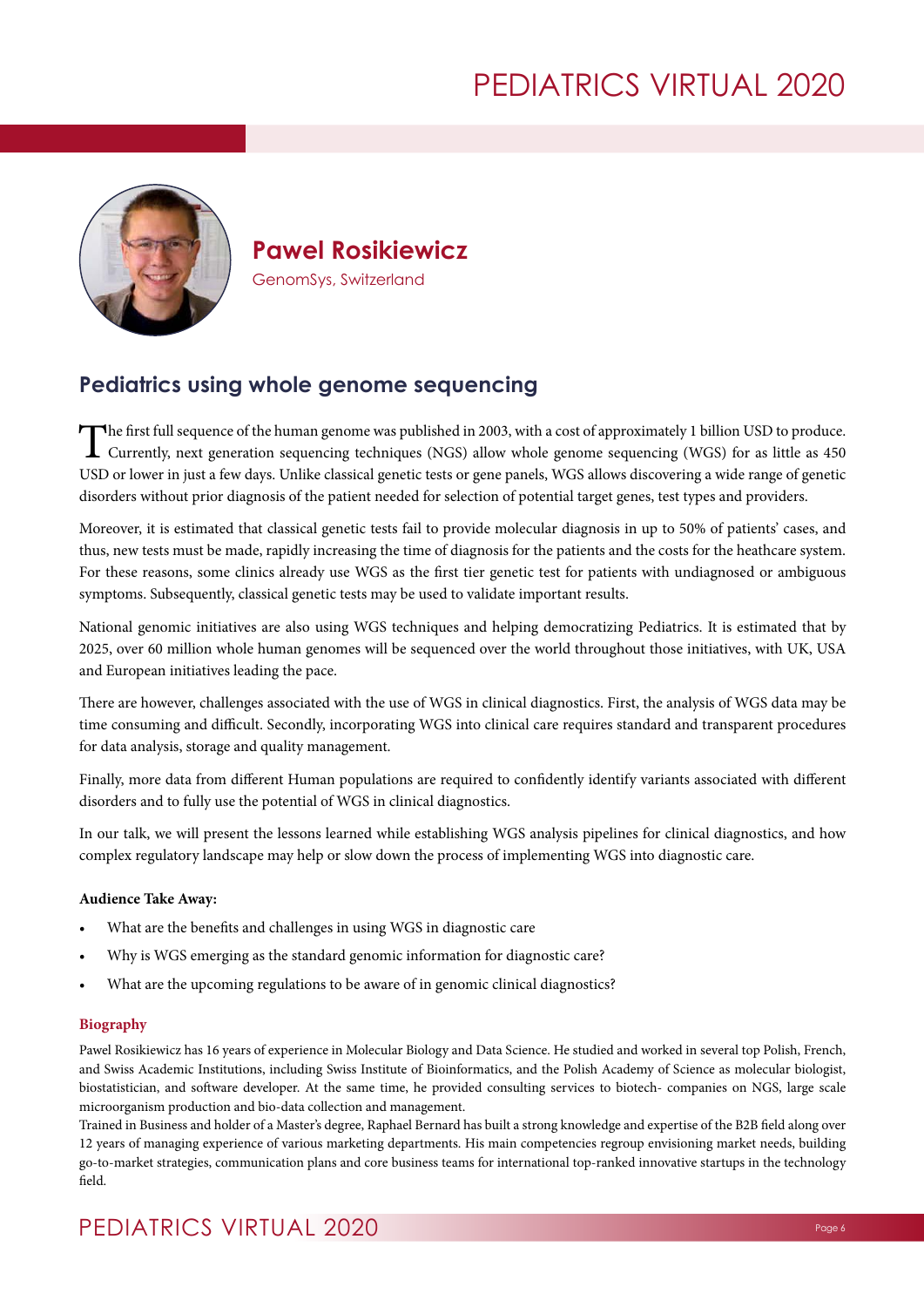## Pawel Rosikiewicz

GenomSys, Switzerland

### Pediatrics using whole genome sequencing

The first full sequence of the human genome was published in 2003, with a cost of approximately 1 billion USD to produce. Currently, next generation sequencing techniques (NGS) allow whole genome sequencing (WGS) for as little as 450 USD or lower in just a few days. Unlike classical genetic tests or gene panels, WGS allows discovering a wide range of genetic disorders without prior diagnosis of the patient needed for selection of potential target genes, test types and providers.

Moreover, it is estimated that classical genetic tests fail to provide molecular diagnosis in up to 50% of patients' cases, and thus, new tests must be made, rapidly increasing the time of diagnosis for the patients and the costs for the heathcare system. For these reasons, some clinics already use WGS as the first tier genetic test for patients with undiagnosed or ambiguous symptoms. Subsequently, classical genetic tests may be used to validate important results.

National genomic initiatives are also using WGS techniques and helping democratizing Pediatrics. It is estimated that by 2025, over 60 million whole human genomes will be sequenced over the world throughout those initiatives, with UK, USA and European initiatives leading the pace.

There are however, challenges associated with the use of WGS in clinical diagnostics. First, the analysis of WGS data may be time consuming and difficult. Secondly, incorporating WGS into clinical care requires standard and transparent procedures for data analysis, storage and quality management.

Finally, more data from different Human populations are required to confidently identify variants associated with different disorders and to fully use the potential of WGS in clinical diagnostics.

In our talk, we will present the lessons learned while establishing WGS analysis pipelines for clinical diagnostics, and how complex regulatory landscape may help or slow down the process of implementing WGS into diagnostic care.

**Audience Take Away:**

- What are the benefits and challenges in using WGS in diagnostic care
- Why is WGS emerging as the standard genomic information for diagnostic care?
- What are the upcoming regulations to be aware of in genomic clinical diagnostics?

**Biography**

Pawel Rosikiewicz has 16 years of experience in Molecular Biology and Data Science. He studied and worked in several top Polish, French, and Swiss Academic Institutions, including Swiss Institute of Bioinformatics, and the Polish Academy of Science as molecular biologist, biostatistician, and software developer. At the same time, he provided consulting services to biotech- companies on NGS, large scale microorganism production and bio-data collection and management.

Trained in Business and holder of a Master's degree, Raphael Bernard has built a strong knowledge and expertise of the B2B field along over 12 years of managing experience of various marketing departments. His main competencies regroup envisioning market needs, building go-to-market strategies, communication plans and core business teams for international top-ranked innovative startups in the technology field.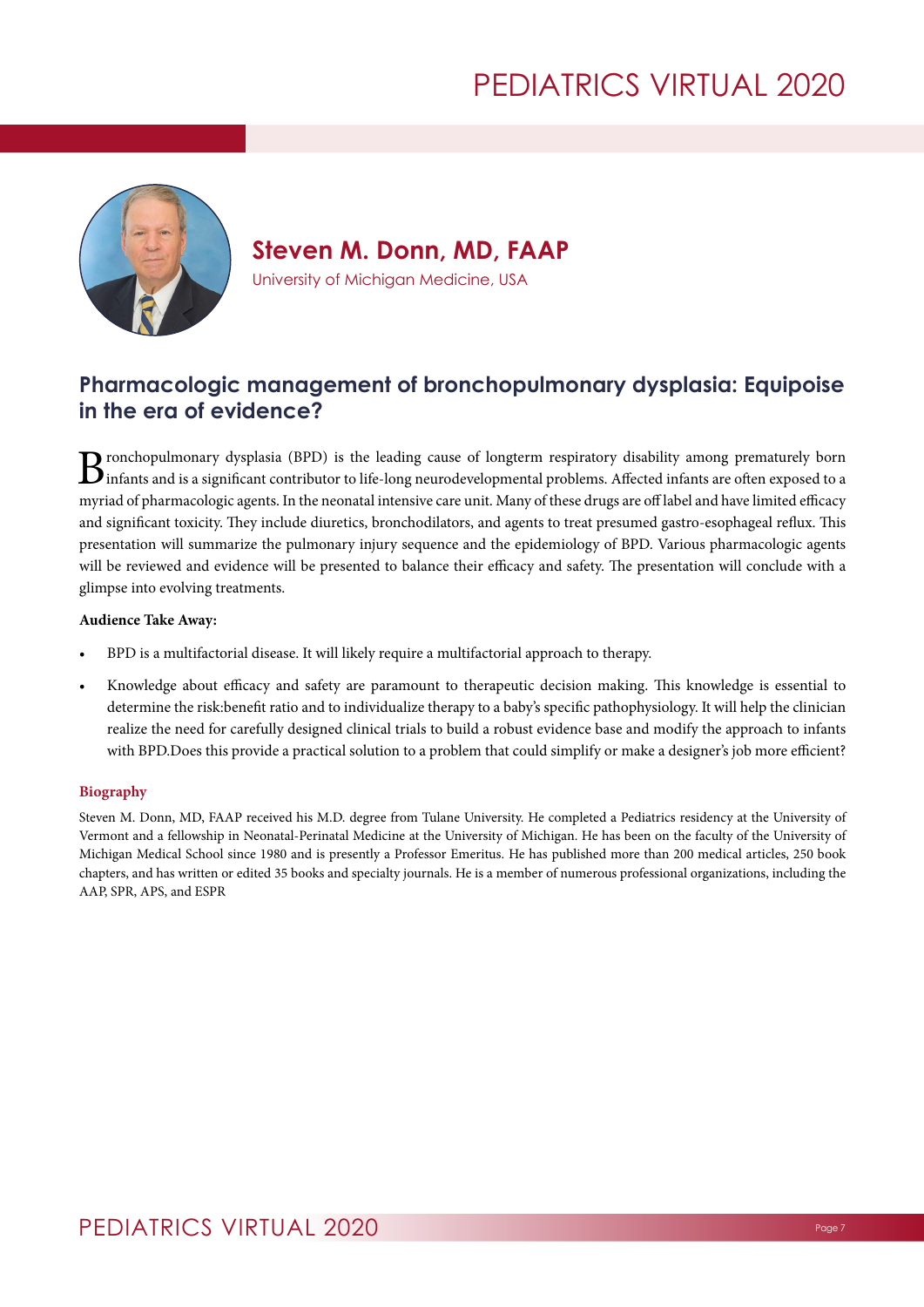## Steven M. Donn, MD, FAAP

University of Michigan Medicine, USA

### Pharmacologic management of bronchopulmonary dysplasia: Equipoise in the era of evidence?

Bronchopulmonary dysplasia (BPD) is the leading cause of longterm respiratory disability among prematurely born infants and is a significant contributor to life-long neurodevelopmental problems. Affected infants are often exposed to a myriad of pharmacologic agents. In the neonatal intensive care unit. Many of these drugs are off label and have limited efficacy and significant toxicity. They include diuretics, bronchodilators, and agents to treat presumed gastro-esophageal reflux. This presentation will summarize the pulmonary injury sequence and the epidemiology of BPD. Various pharmacologic agents will be reviewed and evidence will be presented to balance their efficacy and safety. The presentation will conclude with a glimpse into evolving treatments.

**Audience Take Away:**

- BPD is a multifactorial disease. It will likely require a multifactorial approach to therapy.
- Knowledge about efficacy and safety are paramount to therapeutic decision making. This knowledge is essential to determine the risk:benefit ratio and to individualize therapy to a baby's specific pathophysiology. It will help the clinician realize the need for carefully designed clinical trials to build a robust evidence base and modify the approach to infants with BPD.Does this provide a practical solution to a problem that could simplify or make a designer's job more efficient?

**Biography**

Steven M. Donn, MD, FAAP received his M.D. degree from Tulane University. He completed a Pediatrics residency at the University of Vermont and a fellowship in Neonatal-Perinatal Medicine at the University of Michigan. He has been on the faculty of the University of Michigan Medical School since 1980 and is presently a Professor Emeritus. He has published more than 200 medical articles, 250 book chapters, and has written or edited 35 books and specialty journals. He is a member of numerous professional organizations, including the AAP, SPR, APS, and ESPR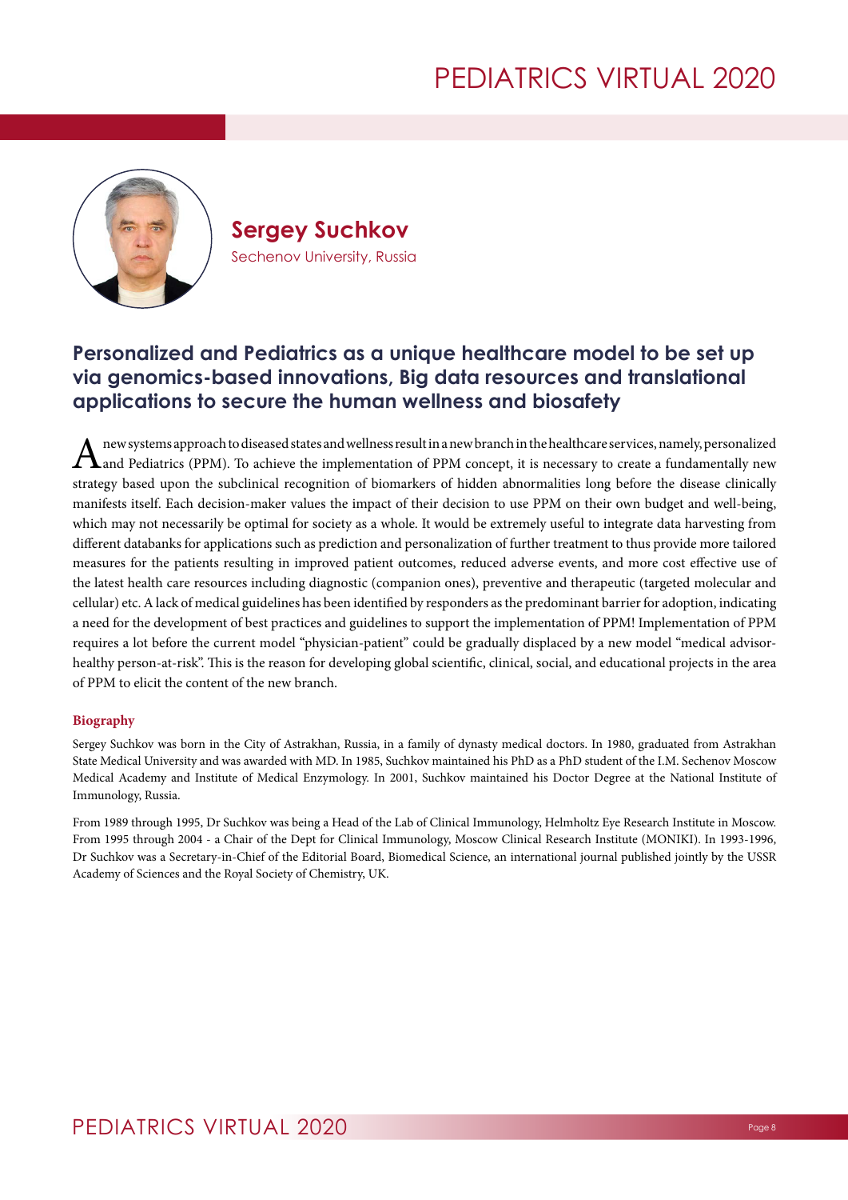## Sergey Suchkov

Sechenov University, Russia

# Personalized and Pediatrics as a unique healthcare model to be set up via genomics-based innovations, Big data resources and translational applications to secure the human wellness and biosafety

A new systems approach to diseased states and wellness result in a new branch in the healthcare services, namely, personalized and Pediatrics (PPM). To achieve the implementation of PPM concept, it is necessary to create a fundamentally new strategy based upon the subclinical recognition of biomarkers of hidden abnormalities long before the disease clinically manifests itself. Each decision-maker values the impact of their decision to use PPM on their own budget and well-being, which may not necessarily be optimal for society as a whole. It would be extremely useful to integrate data harvesting from different databanks for applications such as prediction and personalization of further treatment to thus provide more tailored measures for the patients resulting in improved patient outcomes, reduced adverse events, and more cost effective use of the latest health care resources including diagnostic (companion ones), preventive and therapeutic (targeted molecular and cellular) etc. A lack of medical guidelines has been identified by responders as the predominant barrier for adoption, indicating a need for the development of best practices and guidelines to support the implementation of PPM! Implementation of PPM requires a lot before the current model "physician-patient" could be gradually displaced by a new model "medical advisor-healthy person-at-risk". This is the reason for developing global scientific, clinical, social, and educational projects in the area of PPM to elicit the content of the new branch.

### Biography

Sergey Suchkov was born in the City of Astrakhan, Russia, in a family of dynasty medical doctors. In 1980, graduated from Astrakhan State Medical University and was awarded with MD. In 1985, Suchkov maintained his PhD as a PhD student of the I.M. Sechenov Moscow Medical Academy and Institute of Medical Enzymology. In 2001, Suchkov maintained his Doctor Degree at the National Institute of Immunology, Russia.

From 1989 through 1995, Dr Suchkov was being a Head of the Lab of Clinical Immunology, Helmholtz Eye Research Institute in Moscow. From 1995 through 2004 - a Chair of the Dept for Clinical Immunology, Moscow Clinical Research Institute (MONIKI). In 1993-1996, Dr Suchkov was a Secretary-in-Chief of the Editorial Board, Biomedical Science, an international journal published jointly by the USSR Academy of Sciences and the Royal Society of Chemistry, UK.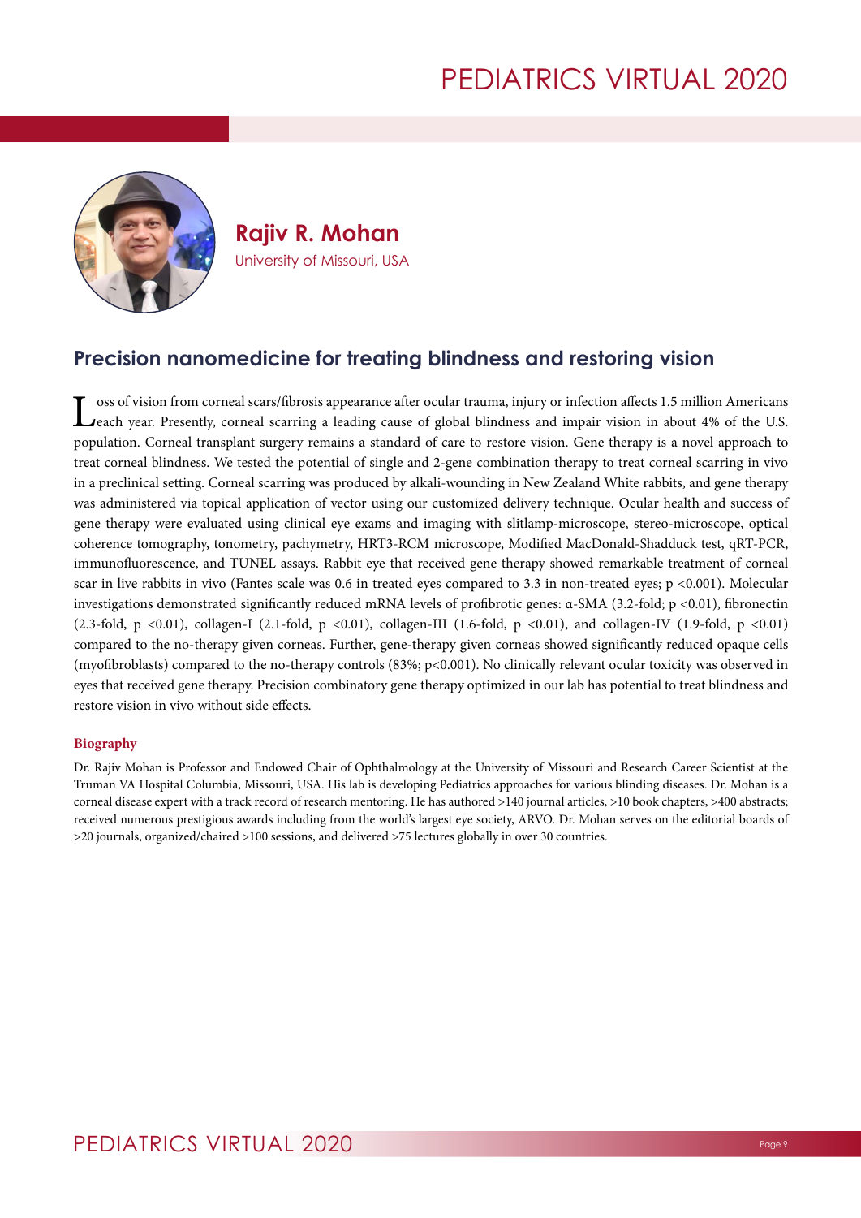**Rajiv R. Mohan**

University of Missouri, USA

## Precision nanomedicine for treating blindness and restoring vision

Loss of vision from corneal scars/fibrosis appearance after ocular trauma, injury or infection affects 1.5 million Americans each year. Presently, corneal scarring a leading cause of global blindness and impair vision in about 4% of the U.S. population. Corneal transplant surgery remains a standard of care to restore vision. Gene therapy is a novel approach to treat corneal blindness. We tested the potential of single and 2-gene combination therapy to treat corneal scarring in vivo in a preclinical setting. Corneal scarring was produced by alkali-wounding in New Zealand White rabbits, and gene therapy was administered via topical application of vector using our customized delivery technique. Ocular health and success of gene therapy were evaluated using clinical eye exams and imaging with slitlamp-microscope, stereo-microscope, optical coherence tomography, tonometry, pachymetry, HRT3-RCM microscope, Modified MacDonald-Shadduck test, qRT-PCR, immunofluorescence, and TUNEL assays. Rabbit eye that received gene therapy showed remarkable treatment of corneal scar in live rabbits in vivo (Fantes scale was 0.6 in treated eyes compared to 3.3 in non-treated eyes; $p < 0.001$). Molecular investigations demonstrated significantly reduced mRNA levels of profibrotic genes: α-SMA (3.2-fold; $p < 0.01$), fibronectin (2.3-fold, $p < 0.01$), collagen-I (2.1-fold, $p < 0.01$), collagen-III (1.6-fold, $p < 0.01$), and collagen-IV (1.9-fold, $p < 0.01$) compared to the no-therapy given corneas. Further, gene-therapy given corneas showed significantly reduced opaque cells (myofibroblasts) compared to the no-therapy controls (83%; $p < 0.001$). No clinically relevant ocular toxicity was observed in eyes that received gene therapy. Precision combinatory gene therapy optimized in our lab has potential to treat blindness and restore vision in vivo without side effects.

**Biography**

Dr. Rajiv Mohan is Professor and Endowed Chair of Ophthalmology at the University of Missouri and Research Career Scientist at the Truman VA Hospital Columbia, Missouri, USA. His lab is developing Pediatrics approaches for various blinding diseases. Dr. Mohan is a corneal disease expert with a track record of research mentoring. He has authored >140 journal articles, >10 book chapters, >400 abstracts; received numerous prestigious awards including from the world's largest eye society, ARVO. Dr. Mohan serves on the editorial boards of >20 journals, organized/chaired >100 sessions, and delivered >75 lectures globally in over 30 countries.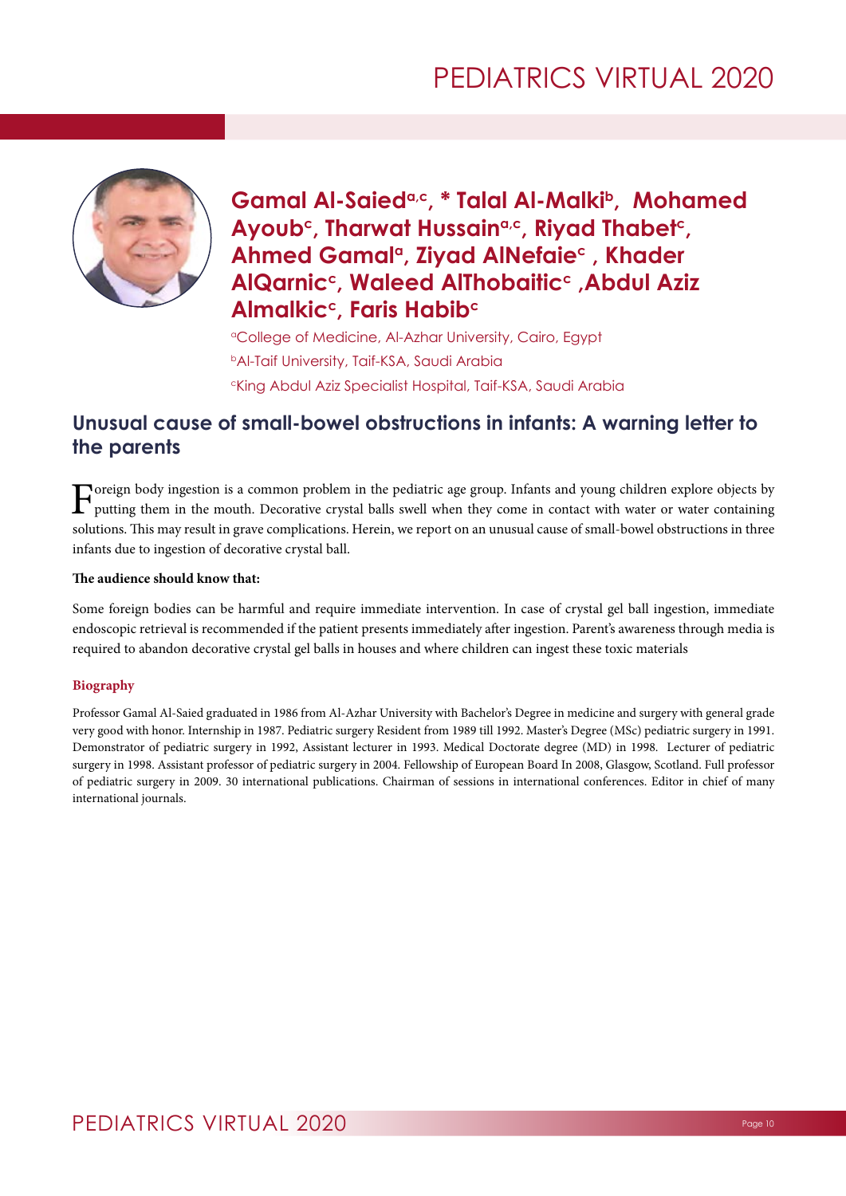**Gamal Al-Saied[a,c], * Talal Al-Malki[b], Mohamed Ayoub[c], Tharwat Hussain[a,c], Riyad Thabet[c], Ahmed Gamal[a], Ziyad AlNefaie[c] , Khader AlQarnic[c], Waleed AlThobaitic[c] ,Abdul Aziz Almalkic[c], Faris Habib[c]**

[a]College of Medicine, Al-Azhar University, Cairo, Egypt
[b]Al-Taif University, Taif-KSA, Saudi Arabia
[c]King Abdul Aziz Specialist Hospital, Taif-KSA, Saudi Arabia

## Unusual cause of small-bowel obstructions in infants: A warning letter to the parents

Foreign body ingestion is a common problem in the pediatric age group. Infants and young children explore objects by putting them in the mouth. Decorative crystal balls swell when they come in contact with water or water containing solutions. This may result in grave complications. Herein, we report on an unusual cause of small-bowel obstructions in three infants due to ingestion of decorative crystal ball.

**The audience should know that:**

Some foreign bodies can be harmful and require immediate intervention. In case of crystal gel ball ingestion, immediate endoscopic retrieval is recommended if the patient presents immediately after ingestion. Parent's awareness through media is required to abandon decorative crystal gel balls in houses and where children can ingest these toxic materials

### Biography

Professor Gamal Al-Saied graduated in 1986 from Al-Azhar University with Bachelor's Degree in medicine and surgery with general grade very good with honor. Internship in 1987. Pediatric surgery Resident from 1989 till 1992. Master's Degree (MSc) pediatric surgery in 1991. Demonstrator of pediatric surgery in 1992, Assistant lecturer in 1993. Medical Doctorate degree (MD) in 1998. Lecturer of pediatric surgery in 1998. Assistant professor of pediatric surgery in 2004. Fellowship of European Board In 2008, Glasgow, Scotland. Full professor of pediatric surgery in 2009. 30 international publications. Chairman of sessions in international conferences. Editor in chief of many international journals.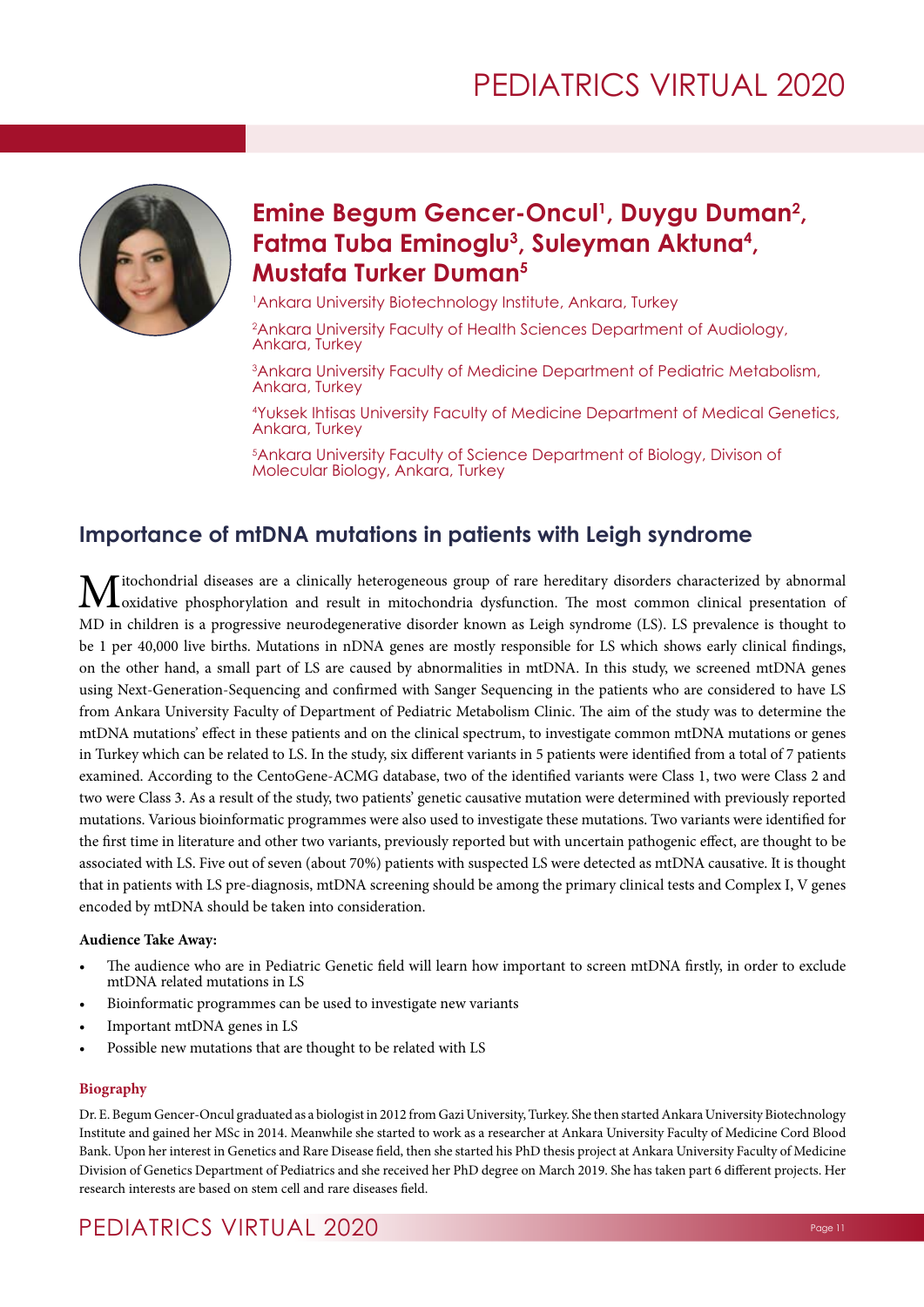## Emine Begum Gencer-Oncul[1], Duygu Duman[2], Fatma Tuba Eminoglu[3], Suleyman Aktuna[4], Mustafa Turker Duman[5]

[1]Ankara University Biotechnology Institute, Ankara, Turkey

[2]Ankara University Faculty of Health Sciences Department of Audiology, Ankara, Turkey

[3]Ankara University Faculty of Medicine Department of Pediatric Metabolism, Ankara, Turkey

[4]Yuksek Ihtisas University Faculty of Medicine Department of Medical Genetics, Ankara, Turkey

[5]Ankara University Faculty of Science Department of Biology, Divison of Molecular Biology, Ankara, Turkey

## Importance of mtDNA mutations in patients with Leigh syndrome

Mitochondrial diseases are a clinically heterogeneous group of rare hereditary disorders characterized by abnormal oxidative phosphorylation and result in mitochondria dysfunction. The most common clinical presentation of MD in children is a progressive neurodegenerative disorder known as Leigh syndrome (LS). LS prevalence is thought to be 1 per 40,000 live births. Mutations in nDNA genes are mostly responsible for LS which shows early clinical findings, on the other hand, a small part of LS are caused by abnormalities in mtDNA. In this study, we screened mtDNA genes using Next-Generation-Sequencing and confirmed with Sanger Sequencing in the patients who are considered to have LS from Ankara University Faculty of Department of Pediatric Metabolism Clinic. The aim of the study was to determine the mtDNA mutations' effect in these patients and on the clinical spectrum, to investigate common mtDNA mutations or genes in Turkey which can be related to LS. In the study, six different variants in 5 patients were identified from a total of 7 patients examined. According to the CentoGene-ACMG database, two of the identified variants were Class 1, two were Class 2 and two were Class 3. As a result of the study, two patients' genetic causative mutation were determined with previously reported mutations. Various bioinformatic programmes were also used to investigate these mutations. Two variants were identified for the first time in literature and other two variants, previously reported but with uncertain pathogenic effect, are thought to be associated with LS. Five out of seven (about 70%) patients with suspected LS were detected as mtDNA causative. It is thought that in patients with LS pre-diagnosis, mtDNA screening should be among the primary clinical tests and Complex I, V genes encoded by mtDNA should be taken into consideration.

**Audience Take Away:**

- The audience who are in Pediatric Genetic field will learn how important to screen mtDNA firstly, in order to exclude mtDNA related mutations in LS
- Bioinformatic programmes can be used to investigate new variants
- Important mtDNA genes in LS
- Possible new mutations that are thought to be related with LS

**Biography**

Dr. E. Begum Gencer-Oncul graduated as a biologist in 2012 from Gazi University, Turkey. She then started Ankara University Biotechnology Institute and gained her MSc in 2014. Meanwhile she started to work as a researcher at Ankara University Faculty of Medicine Cord Blood Bank. Upon her interest in Genetics and Rare Disease field, then she started his PhD thesis project at Ankara University Faculty of Medicine Division of Genetics Department of Pediatrics and she received her PhD degree on March 2019. She has taken part 6 different projects. Her research interests are based on stem cell and rare diseases field.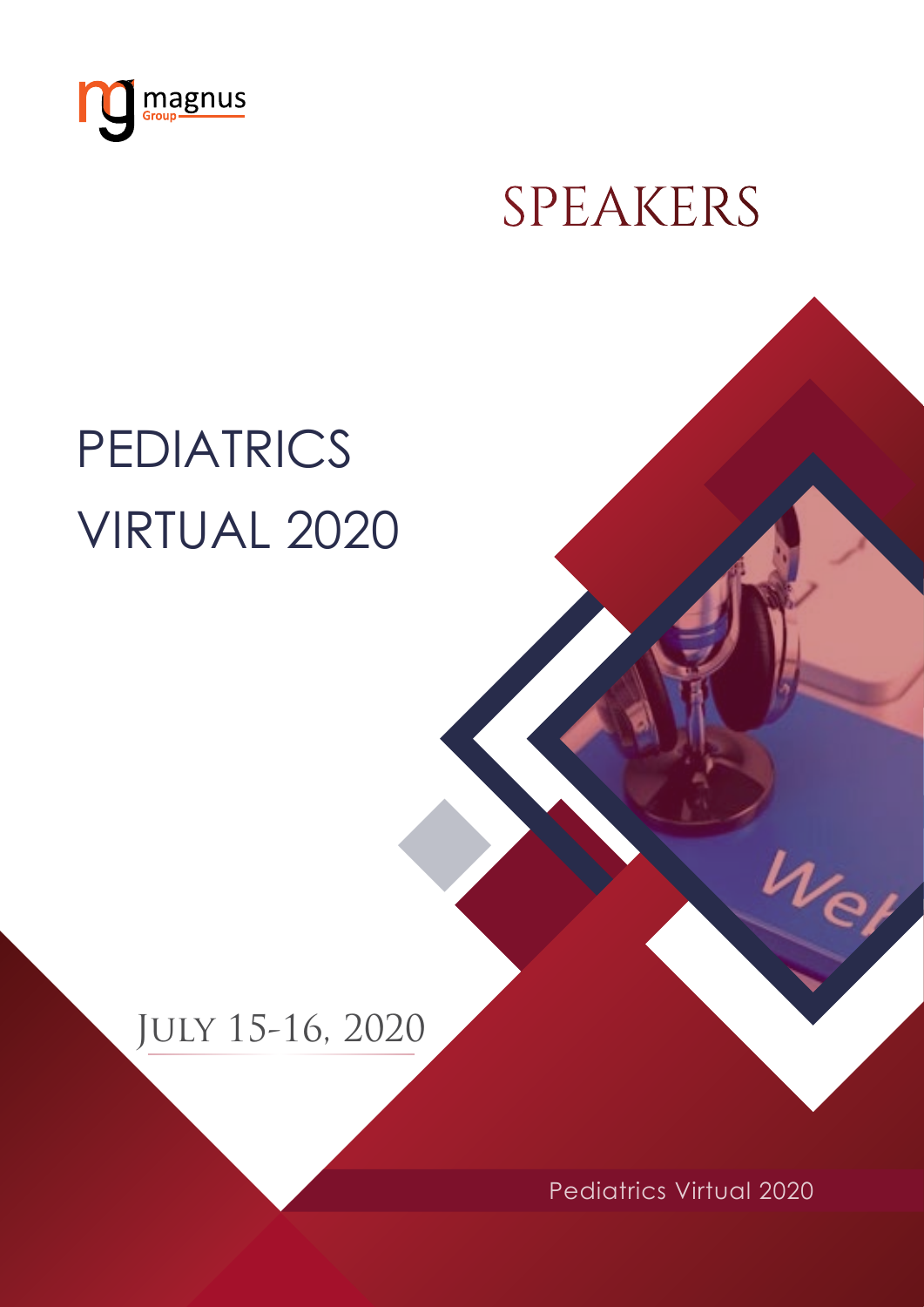# SPEAKERS

# PEDIATRICS VIRTUAL 2020

July 15-16, 2020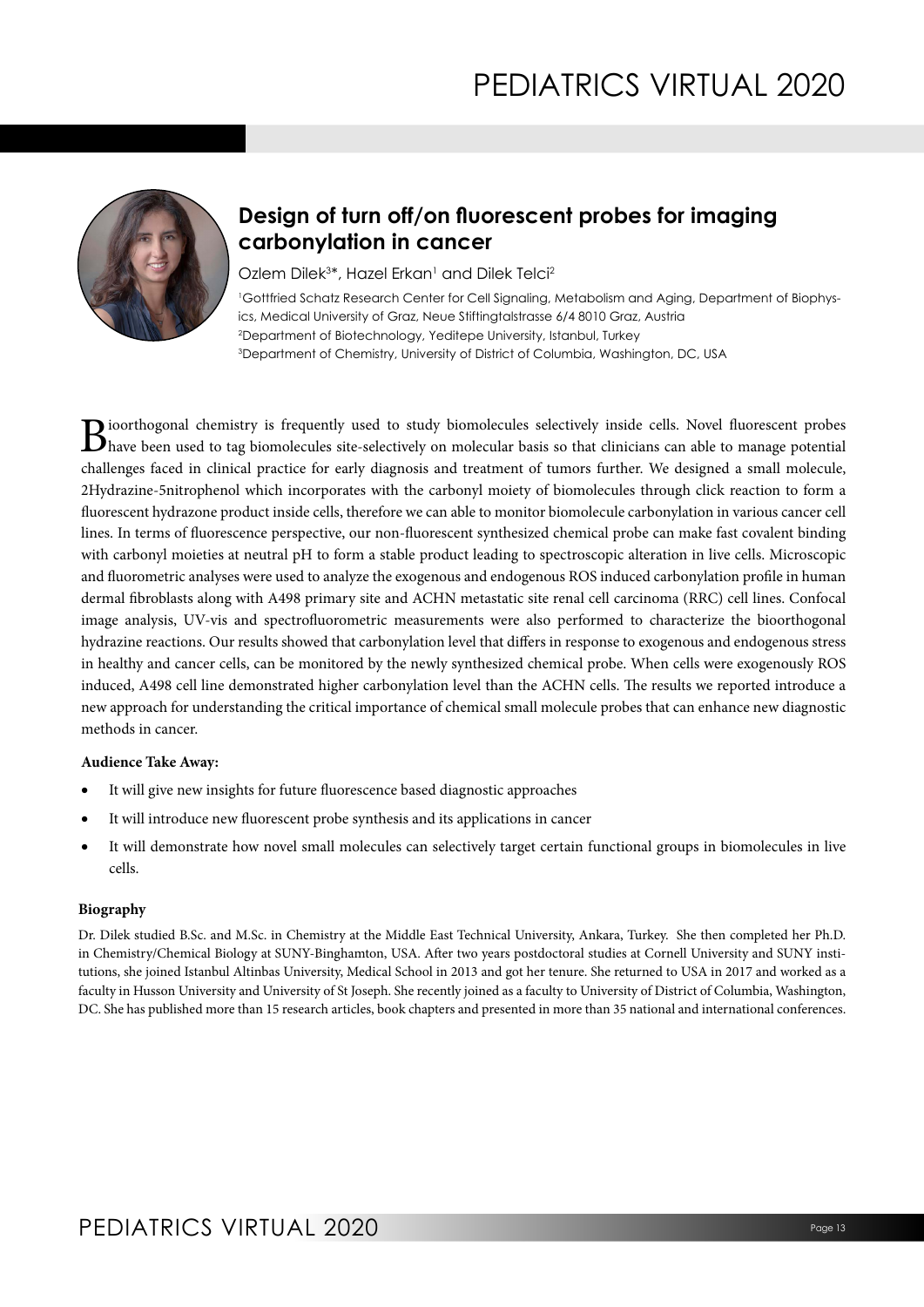## Design of turn off/on fluorescent probes for imaging carbonylation in cancer

Ozlem Dilek[3]*, Hazel Erkan[1] and Dilek Telci[2]

[1]Gottfried Schatz Research Center for Cell Signaling, Metabolism and Aging, Department of Biophysics, Medical University of Graz, Neue Stiftingtalstrasse 6/4 8010 Graz, Austria
[2]Department of Biotechnology, Yeditepe University, Istanbul, Turkey
[3]Department of Chemistry, University of District of Columbia, Washington, DC, USA

Bioorthogonal chemistry is frequently used to study biomolecules selectively inside cells. Novel fluorescent probes have been used to tag biomolecules site-selectively on molecular basis so that clinicians can able to manage potential challenges faced in clinical practice for early diagnosis and treatment of tumors further. We designed a small molecule, 2Hydrazine-5nitrophenol which incorporates with the carbonyl moiety of biomolecules through click reaction to form a fluorescent hydrazone product inside cells, therefore we can able to monitor biomolecule carbonylation in various cancer cell lines. In terms of fluorescence perspective, our non-fluorescent synthesized chemical probe can make fast covalent binding with carbonyl moieties at neutral pH to form a stable product leading to spectroscopic alteration in live cells. Microscopic and fluorometric analyses were used to analyze the exogenous and endogenous ROS induced carbonylation profile in human dermal fibroblasts along with A498 primary site and ACHN metastatic site renal cell carcinoma (RRC) cell lines. Confocal image analysis, UV-vis and spectrofluorometric measurements were also performed to characterize the bioorthogonal hydrazine reactions. Our results showed that carbonylation level that differs in response to exogenous and endogenous stress in healthy and cancer cells, can be monitored by the newly synthesized chemical probe. When cells were exogenously ROS induced, A498 cell line demonstrated higher carbonylation level than the ACHN cells. The results we reported introduce a new approach for understanding the critical importance of chemical small molecule probes that can enhance new diagnostic methods in cancer.

**Audience Take Away:**

- It will give new insights for future fluorescence based diagnostic approaches
- It will introduce new fluorescent probe synthesis and its applications in cancer
- It will demonstrate how novel small molecules can selectively target certain functional groups in biomolecules in live cells.

**Biography**

Dr. Dilek studied B.Sc. and M.Sc. in Chemistry at the Middle East Technical University, Ankara, Turkey. She then completed her Ph.D. in Chemistry/Chemical Biology at SUNY-Binghamton, USA. After two years postdoctoral studies at Cornell University and SUNY institutions, she joined Istanbul Altinbas University, Medical School in 2013 and got her tenure. She returned to USA in 2017 and worked as a faculty in Husson University and University of St Joseph. She recently joined as a faculty to University of District of Columbia, Washington, DC. She has published more than 15 research articles, book chapters and presented in more than 35 national and international conferences.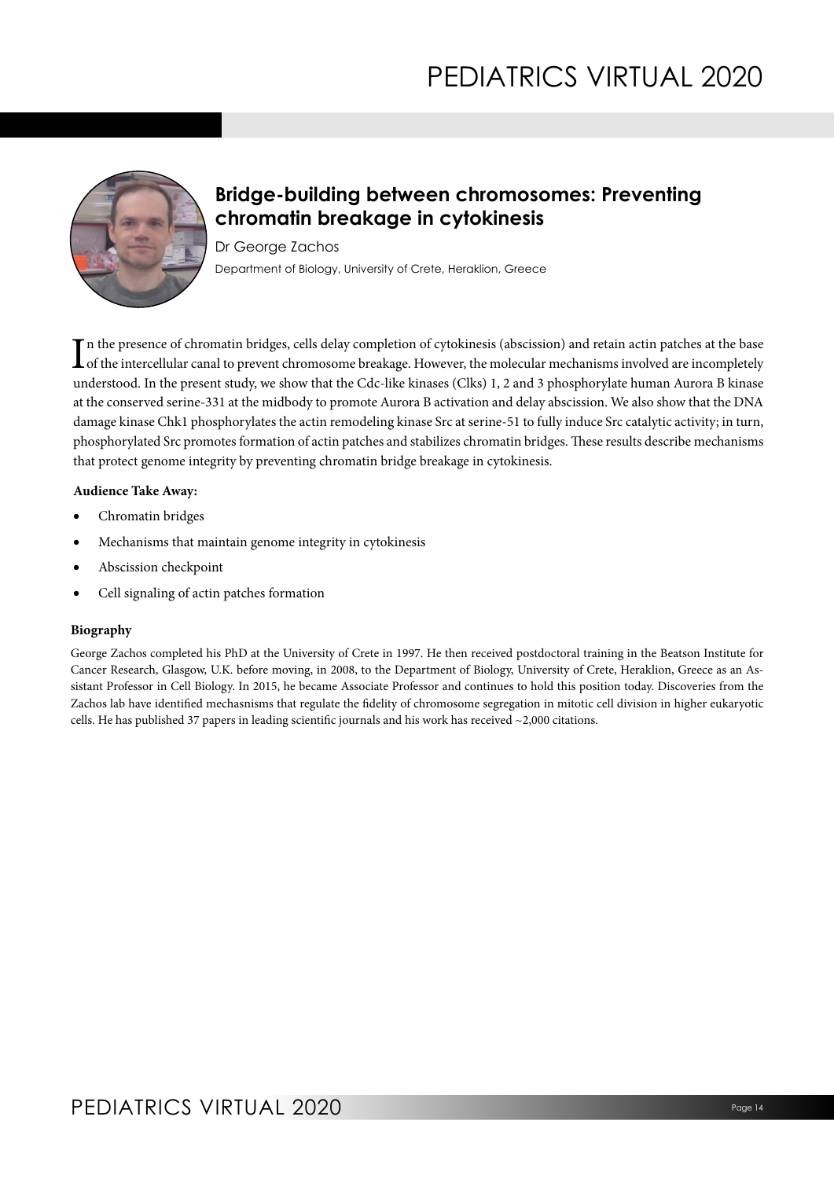## Bridge-building between chromosomes: Preventing chromatin breakage in cytokinesis

Dr George Zachos

Department of Biology, University of Crete, Heraklion, Greece

In the presence of chromatin bridges, cells delay completion of cytokinesis (abscission) and retain actin patches at the base of the intercellular canal to prevent chromosome breakage. However, the molecular mechanisms involved are incompletely understood. In the present study, we show that the Cdc-like kinases (Clks) 1, 2 and 3 phosphorylate human Aurora B kinase at the conserved serine-331 at the midbody to promote Aurora B activation and delay abscission. We also show that the DNA damage kinase Chk1 phosphorylates the actin remodeling kinase Src at serine-51 to fully induce Src catalytic activity; in turn, phosphorylated Src promotes formation of actin patches and stabilizes chromatin bridges. These results describe mechanisms that protect genome integrity by preventing chromatin bridge breakage in cytokinesis.

**Audience Take Away:**

- Chromatin bridges
- Mechanisms that maintain genome integrity in cytokinesis
- Abscission checkpoint
- Cell signaling of actin patches formation

### Biography

George Zachos completed his PhD at the University of Crete in 1997. He then received postdoctoral training in the Beatson Institute for Cancer Research, Glasgow, U.K. before moving, in 2008, to the Department of Biology, University of Crete, Heraklion, Greece as an Assistant Professor in Cell Biology. In 2015, he became Associate Professor and continues to hold this position today. Discoveries from the Zachos lab have identified mechasnisms that regulate the fidelity of chromosome segregation in mitotic cell division in higher eukaryotic cells. He has published 37 papers in leading scientific journals and his work has received ~2,000 citations.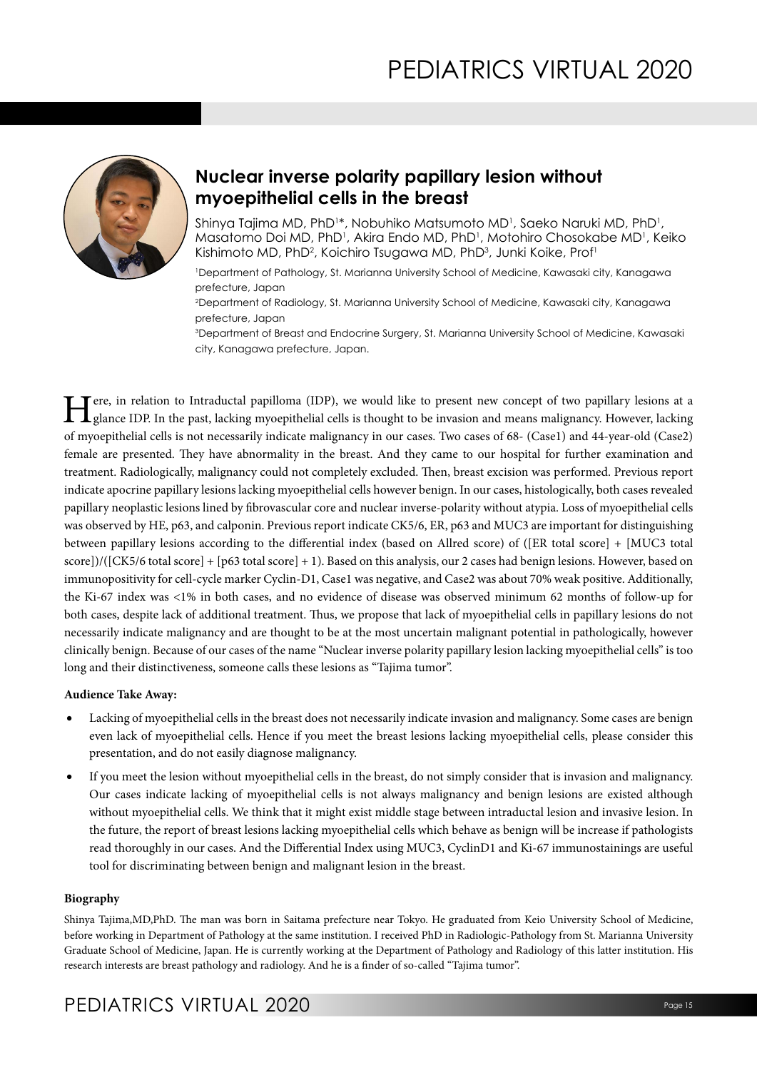## Nuclear inverse polarity papillary lesion without myoepithelial cells in the breast

Shinya Tajima MD, PhD[1]*, Nobuhiko Matsumoto MD[1], Saeko Naruki MD, PhD[1], Masatomo Doi MD, PhD[1], Akira Endo MD, PhD[1], Motohiro Chosokabe MD[1], Keiko Kishimoto MD, PhD[2], Koichiro Tsugawa MD, PhD[3], Junki Koike, Prof[1]

[1]Department of Pathology, St. Marianna University School of Medicine, Kawasaki city, Kanagawa prefecture, Japan

[2]Department of Radiology, St. Marianna University School of Medicine, Kawasaki city, Kanagawa prefecture, Japan

[3]Department of Breast and Endocrine Surgery, St. Marianna University School of Medicine, Kawasaki city, Kanagawa prefecture, Japan.

Here, in relation to Intraductal papilloma (IDP), we would like to present new concept of two papillary lesions at a glance IDP. In the past, lacking myoepithelial cells is thought to be invasion and means malignancy. However, lacking of myoepithelial cells is not necessarily indicate malignancy in our cases. Two cases of 68- (Case1) and 44-year-old (Case2) female are presented. They have abnormality in the breast. And they came to our hospital for further examination and treatment. Radiologically, malignancy could not completely excluded. Then, breast excision was performed. Previous report indicate apocrine papillary lesions lacking myoepithelial cells however benign. In our cases, histologically, both cases revealed papillary neoplastic lesions lined by fibrovascular core and nuclear inverse-polarity without atypia. Loss of myoepithelial cells was observed by HE, p63, and calponin. Previous report indicate CK5/6, ER, p63 and MUC3 are important for distinguishing between papillary lesions according to the differential index (based on Allred score) of ([ER total score] + [MUC3 total score])/([CK5/6 total score] + [p63 total score] + 1). Based on this analysis, our 2 cases had benign lesions. However, based on immunopositivity for cell-cycle marker Cyclin-D1, Case1 was negative, and Case2 was about 70% weak positive. Additionally, the Ki-67 index was <1% in both cases, and no evidence of disease was observed minimum 62 months of follow-up for both cases, despite lack of additional treatment. Thus, we propose that lack of myoepithelial cells in papillary lesions do not necessarily indicate malignancy and are thought to be at the most uncertain malignant potential in pathologically, however clinically benign. Because of our cases of the name "Nuclear inverse polarity papillary lesion lacking myoepithelial cells" is too long and their distinctiveness, someone calls these lesions as "Tajima tumor".

**Audience Take Away:**

- Lacking of myoepithelial cells in the breast does not necessarily indicate invasion and malignancy. Some cases are benign even lack of myoepithelial cells. Hence if you meet the breast lesions lacking myoepithelial cells, please consider this presentation, and do not easily diagnose malignancy.
- If you meet the lesion without myoepithelial cells in the breast, do not simply consider that is invasion and malignancy. Our cases indicate lacking of myoepithelial cells is not always malignancy and benign lesions are existed although without myoepithelial cells. We think that it might exist middle stage between intraductal lesion and invasive lesion. In the future, the report of breast lesions lacking myoepithelial cells which behave as benign will be increase if pathologists read thoroughly in our cases. And the Differential Index using MUC3, CyclinD1 and Ki-67 immunostainings are useful tool for discriminating between benign and malignant lesion in the breast.

**Biography**

Shinya Tajima,MD,PhD. The man was born in Saitama prefecture near Tokyo. He graduated from Keio University School of Medicine, before working in Department of Pathology at the same institution. I received PhD in Radiologic-Pathology from St. Marianna University Graduate School of Medicine, Japan. He is currently working at the Department of Pathology and Radiology of this latter institution. His research interests are breast pathology and radiology. And he is a finder of so-called "Tajima tumor".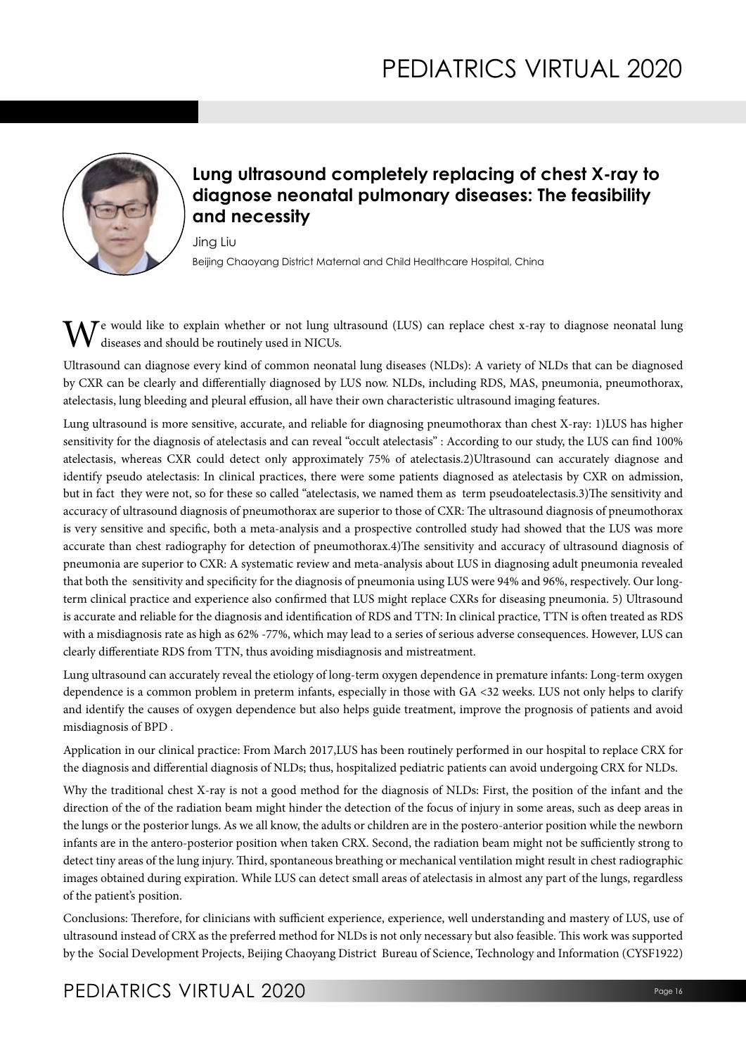## Lung ultrasound completely replacing of chest X-ray to diagnose neonatal pulmonary diseases: The feasibility and necessity

Jing Liu

Beijing Chaoyang District Maternal and Child Healthcare Hospital, China

We would like to explain whether or not lung ultrasound (LUS) can replace chest x-ray to diagnose neonatal lung diseases and should be routinely used in NICUs.

Ultrasound can diagnose every kind of common neonatal lung diseases (NLDs): A variety of NLDs that can be diagnosed by CXR can be clearly and differentially diagnosed by LUS now. NLDs, including RDS, MAS, pneumonia, pneumothorax, atelectasis, lung bleeding and pleural effusion, all have their own characteristic ultrasound imaging features.

Lung ultrasound is more sensitive, accurate, and reliable for diagnosing pneumothorax than chest X-ray: 1)LUS has higher sensitivity for the diagnosis of atelectasis and can reveal "occult atelectasis" : According to our study, the LUS can find 100% atelectasis, whereas CXR could detect only approximately 75% of atelectasis.2)Ultrasound can accurately diagnose and identify pseudo atelectasis: In clinical practices, there were some patients diagnosed as atelectasis by CXR on admission, but in fact they were not, so for these so called "atelectasis, we named them as term pseudoatelectasis.3)The sensitivity and accuracy of ultrasound diagnosis of pneumothorax are superior to those of CXR: The ultrasound diagnosis of pneumothorax is very sensitive and specific, both a meta-analysis and a prospective controlled study had showed that the LUS was more accurate than chest radiography for detection of pneumothorax.4)The sensitivity and accuracy of ultrasound diagnosis of pneumonia are superior to CXR: A systematic review and meta-analysis about LUS in diagnosing adult pneumonia revealed that both the sensitivity and specificity for the diagnosis of pneumonia using LUS were 94% and 96%, respectively. Our long-term clinical practice and experience also confirmed that LUS might replace CXRs for diseasing pneumonia. 5) Ultrasound is accurate and reliable for the diagnosis and identification of RDS and TTN: In clinical practice, TTN is often treated as RDS with a misdiagnosis rate as high as 62% -77%, which may lead to a series of serious adverse consequences. However, LUS can clearly differentiate RDS from TTN, thus avoiding misdiagnosis and mistreatment.

Lung ultrasound can accurately reveal the etiology of long-term oxygen dependence in premature infants: Long-term oxygen dependence is a common problem in preterm infants, especially in those with GA <32 weeks. LUS not only helps to clarify and identify the causes of oxygen dependence but also helps guide treatment, improve the prognosis of patients and avoid misdiagnosis of BPD .

Application in our clinical practice: From March 2017,LUS has been routinely performed in our hospital to replace CRX for the diagnosis and differential diagnosis of NLDs; thus, hospitalized pediatric patients can avoid undergoing CRX for NLDs.

Why the traditional chest X-ray is not a good method for the diagnosis of NLDs: First, the position of the infant and the direction of the of the radiation beam might hinder the detection of the focus of injury in some areas, such as deep areas in the lungs or the posterior lungs. As we all know, the adults or children are in the postero-anterior position while the newborn infants are in the antero-posterior position when taken CRX. Second, the radiation beam might not be sufficiently strong to detect tiny areas of the lung injury. Third, spontaneous breathing or mechanical ventilation might result in chest radiographic images obtained during expiration. While LUS can detect small areas of atelectasis in almost any part of the lungs, regardless of the patient's position.

Conclusions: Therefore, for clinicians with sufficient experience, experience, well understanding and mastery of LUS, use of ultrasound instead of CRX as the preferred method for NLDs is not only necessary but also feasible. This work was supported by the Social Development Projects, Beijing Chaoyang District Bureau of Science, Technology and Information (CYSF1922)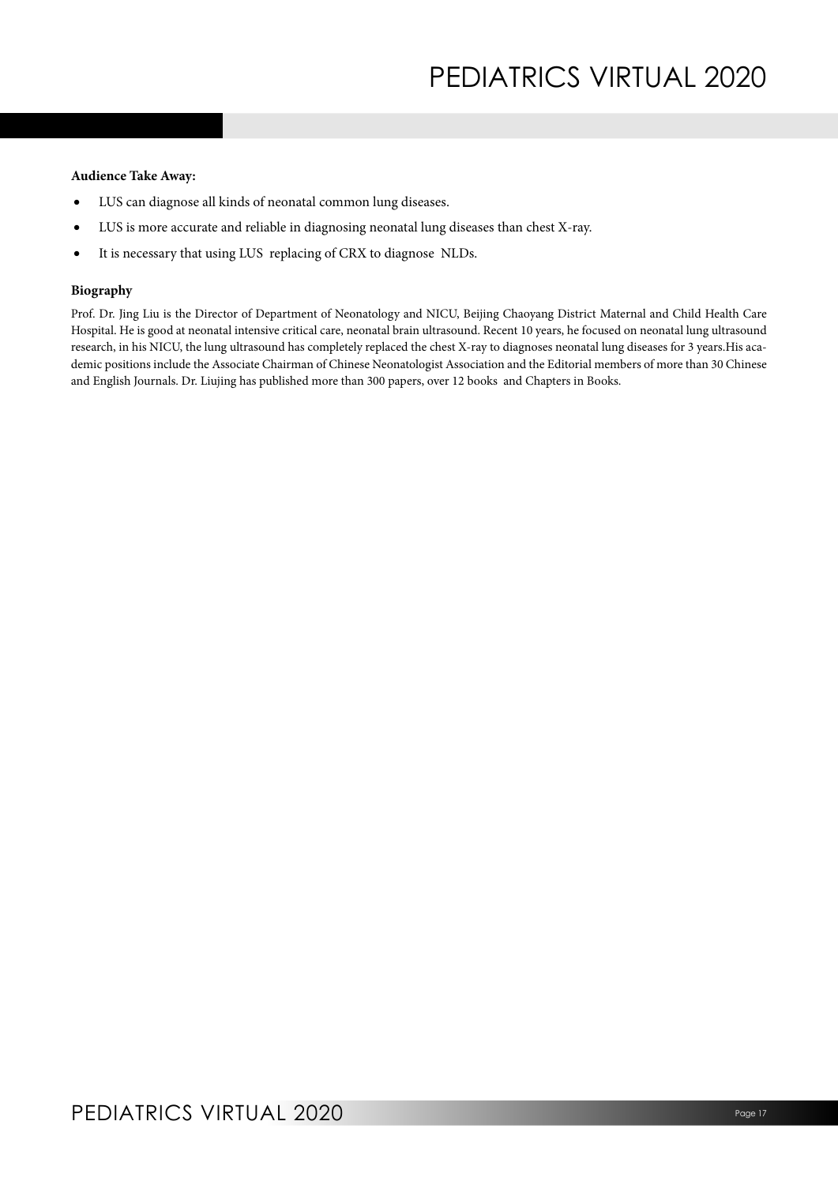**Audience Take Away:**

- LUS can diagnose all kinds of neonatal common lung diseases.
- LUS is more accurate and reliable in diagnosing neonatal lung diseases than chest X-ray.
- It is necessary that using LUS replacing of CRX to diagnose NLDs.

**Biography**

Prof. Dr. Jing Liu is the Director of Department of Neonatology and NICU, Beijing Chaoyang District Maternal and Child Health Care Hospital. He is good at neonatal intensive critical care, neonatal brain ultrasound. Recent 10 years, he focused on neonatal lung ultrasound research, in his NICU, the lung ultrasound has completely replaced the chest X-ray to diagnoses neonatal lung diseases for 3 years.His academic positions include the Associate Chairman of Chinese Neonatologist Association and the Editorial members of more than 30 Chinese and English Journals. Dr. Liujing has published more than 300 papers, over 12 books and Chapters in Books.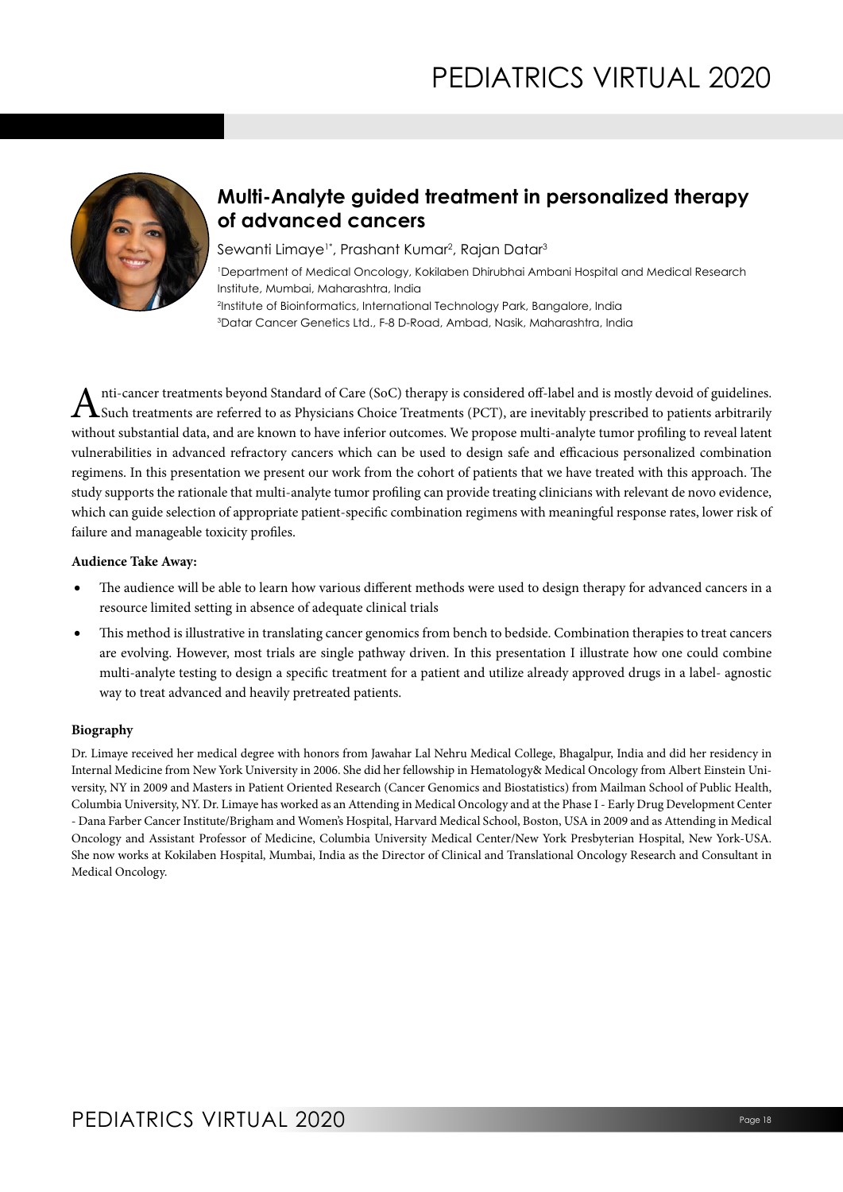## Multi-Analyte guided treatment in personalized therapy of advanced cancers

Sewanti Limaye[1*], Prashant Kumar[2], Rajan Datar[3]

[1]Department of Medical Oncology, Kokilaben Dhirubhai Ambani Hospital and Medical Research Institute, Mumbai, Maharashtra, India
[2]Institute of Bioinformatics, International Technology Park, Bangalore, India
[3]Datar Cancer Genetics Ltd., F-8 D-Road, Ambad, Nasik, Maharashtra, India

Anti-cancer treatments beyond Standard of Care (SoC) therapy is considered off-label and is mostly devoid of guidelines. Such treatments are referred to as Physicians Choice Treatments (PCT), are inevitably prescribed to patients arbitrarily without substantial data, and are known to have inferior outcomes. We propose multi-analyte tumor profiling to reveal latent vulnerabilities in advanced refractory cancers which can be used to design safe and efficacious personalized combination regimens. In this presentation we present our work from the cohort of patients that we have treated with this approach. The study supports the rationale that multi-analyte tumor profiling can provide treating clinicians with relevant de novo evidence, which can guide selection of appropriate patient-specific combination regimens with meaningful response rates, lower risk of failure and manageable toxicity profiles.

**Audience Take Away:**

- The audience will be able to learn how various different methods were used to design therapy for advanced cancers in a resource limited setting in absence of adequate clinical trials
- This method is illustrative in translating cancer genomics from bench to bedside. Combination therapies to treat cancers are evolving. However, most trials are single pathway driven. In this presentation I illustrate how one could combine multi-analyte testing to design a specific treatment for a patient and utilize already approved drugs in a label- agnostic way to treat advanced and heavily pretreated patients.

**Biography**

Dr. Limaye received her medical degree with honors from Jawahar Lal Nehru Medical College, Bhagalpur, India and did her residency in Internal Medicine from New York University in 2006. She did her fellowship in Hematology& Medical Oncology from Albert Einstein University, NY in 2009 and Masters in Patient Oriented Research (Cancer Genomics and Biostatistics) from Mailman School of Public Health, Columbia University, NY. Dr. Limaye has worked as an Attending in Medical Oncology and at the Phase I - Early Drug Development Center - Dana Farber Cancer Institute/Brigham and Women's Hospital, Harvard Medical School, Boston, USA in 2009 and as Attending in Medical Oncology and Assistant Professor of Medicine, Columbia University Medical Center/New York Presbyterian Hospital, New York-USA. She now works at Kokilaben Hospital, Mumbai, India as the Director of Clinical and Translational Oncology Research and Consultant in Medical Oncology.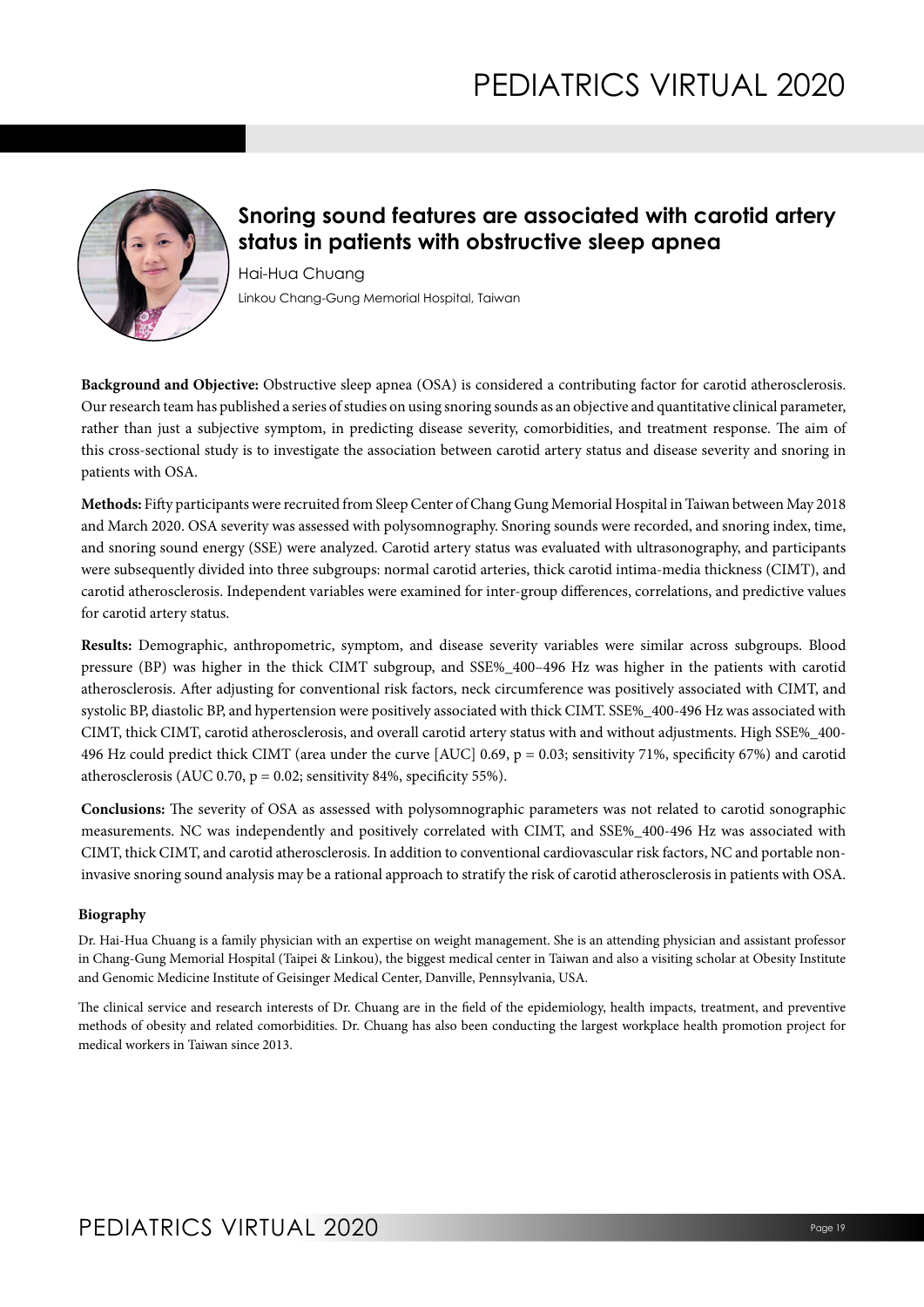## Snoring sound features are associated with carotid artery status in patients with obstructive sleep apnea

Hai-Hua Chuang

Linkou Chang-Gung Memorial Hospital, Taiwan

**Background and Objective:** Obstructive sleep apnea (OSA) is considered a contributing factor for carotid atherosclerosis. Our research team has published a series of studies on using snoring sounds as an objective and quantitative clinical parameter, rather than just a subjective symptom, in predicting disease severity, comorbidities, and treatment response. The aim of this cross-sectional study is to investigate the association between carotid artery status and disease severity and snoring in patients with OSA.

**Methods:** Fifty participants were recruited from Sleep Center of Chang Gung Memorial Hospital in Taiwan between May 2018 and March 2020. OSA severity was assessed with polysomnography. Snoring sounds were recorded, and snoring index, time, and snoring sound energy (SSE) were analyzed. Carotid artery status was evaluated with ultrasonography, and participants were subsequently divided into three subgroups: normal carotid arteries, thick carotid intima-media thickness (CIMT), and carotid atherosclerosis. Independent variables were examined for inter-group differences, correlations, and predictive values for carotid artery status.

**Results:** Demographic, anthropometric, symptom, and disease severity variables were similar across subgroups. Blood pressure (BP) was higher in the thick CIMT subgroup, and SSE%_400–496 Hz was higher in the patients with carotid atherosclerosis. After adjusting for conventional risk factors, neck circumference was positively associated with CIMT, and systolic BP, diastolic BP, and hypertension were positively associated with thick CIMT. SSE%_400-496 Hz was associated with CIMT, thick CIMT, carotid atherosclerosis, and overall carotid artery status with and without adjustments. High SSE%_400-496 Hz could predict thick CIMT (area under the curve [AUC] 0.69, $p = 0.03$; sensitivity 71%, specificity 67%) and carotid atherosclerosis (AUC 0.70, $p = 0.02$; sensitivity 84%, specificity 55%).

**Conclusions:** The severity of OSA as assessed with polysomnographic parameters was not related to carotid sonographic measurements. NC was independently and positively correlated with CIMT, and SSE%_400-496 Hz was associated with CIMT, thick CIMT, and carotid atherosclerosis. In addition to conventional cardiovascular risk factors, NC and portable non-invasive snoring sound analysis may be a rational approach to stratify the risk of carotid atherosclerosis in patients with OSA.

### Biography

Dr. Hai-Hua Chuang is a family physician with an expertise on weight management. She is an attending physician and assistant professor in Chang-Gung Memorial Hospital (Taipei & Linkou), the biggest medical center in Taiwan and also a visiting scholar at Obesity Institute and Genomic Medicine Institute of Geisinger Medical Center, Danville, Pennsylvania, USA.

The clinical service and research interests of Dr. Chuang are in the field of the epidemiology, health impacts, treatment, and preventive methods of obesity and related comorbidities. Dr. Chuang has also been conducting the largest workplace health promotion project for medical workers in Taiwan since 2013.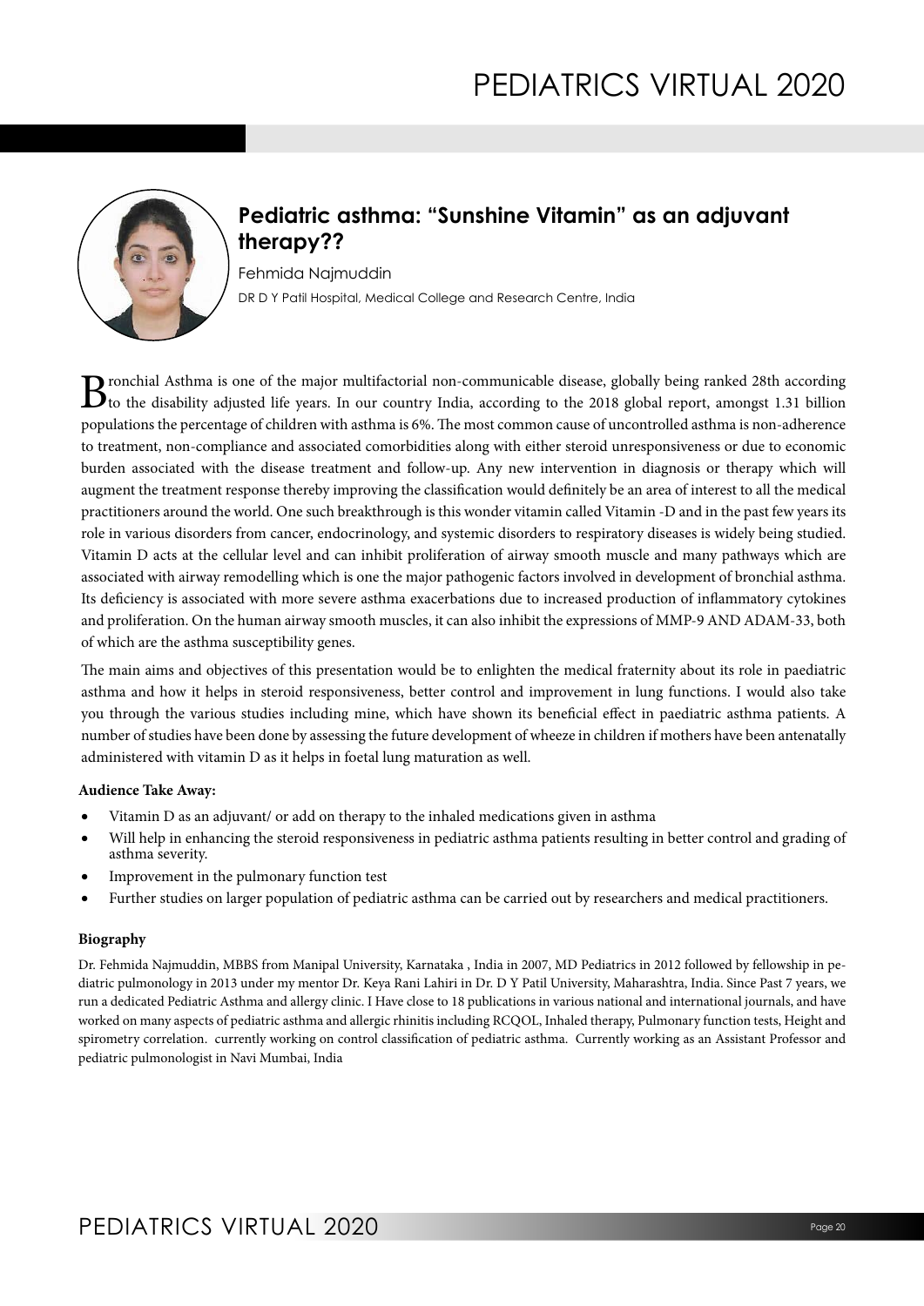## Pediatric asthma: "Sunshine Vitamin" as an adjuvant therapy??

Fehmida Najmuddin

DR D Y Patil Hospital, Medical College and Research Centre, India

Bronchial Asthma is one of the major multifactorial non-communicable disease, globally being ranked 28th according to the disability adjusted life years. In our country India, according to the 2018 global report, amongst 1.31 billion populations the percentage of children with asthma is 6%. The most common cause of uncontrolled asthma is non-adherence to treatment, non-compliance and associated comorbidities along with either steroid unresponsiveness or due to economic burden associated with the disease treatment and follow-up. Any new intervention in diagnosis or therapy which will augment the treatment response thereby improving the classification would definitely be an area of interest to all the medical practitioners around the world. One such breakthrough is this wonder vitamin called Vitamin -D and in the past few years its role in various disorders from cancer, endocrinology, and systemic disorders to respiratory diseases is widely being studied. Vitamin D acts at the cellular level and can inhibit proliferation of airway smooth muscle and many pathways which are associated with airway remodelling which is one the major pathogenic factors involved in development of bronchial asthma. Its deficiency is associated with more severe asthma exacerbations due to increased production of inflammatory cytokines and proliferation. On the human airway smooth muscles, it can also inhibit the expressions of MMP-9 AND ADAM-33, both of which are the asthma susceptibility genes.

The main aims and objectives of this presentation would be to enlighten the medical fraternity about its role in paediatric asthma and how it helps in steroid responsiveness, better control and improvement in lung functions. I would also take you through the various studies including mine, which have shown its beneficial effect in paediatric asthma patients. A number of studies have been done by assessing the future development of wheeze in children if mothers have been antenatally administered with vitamin D as it helps in foetal lung maturation as well.

**Audience Take Away:**

- Vitamin D as an adjuvant/ or add on therapy to the inhaled medications given in asthma
- Will help in enhancing the steroid responsiveness in pediatric asthma patients resulting in better control and grading of asthma severity.
- Improvement in the pulmonary function test
- Further studies on larger population of pediatric asthma can be carried out by researchers and medical practitioners.

**Biography**

Dr. Fehmida Najmuddin, MBBS from Manipal University, Karnataka , India in 2007, MD Pediatrics in 2012 followed by fellowship in pediatric pulmonology in 2013 under my mentor Dr. Keya Rani Lahiri in Dr. D Y Patil University, Maharashtra, India. Since Past 7 years, we run a dedicated Pediatric Asthma and allergy clinic. I Have close to 18 publications in various national and international journals, and have worked on many aspects of pediatric asthma and allergic rhinitis including RCQOL, Inhaled therapy, Pulmonary function tests, Height and spirometry correlation. currently working on control classification of pediatric asthma. Currently working as an Assistant Professor and pediatric pulmonologist in Navi Mumbai, India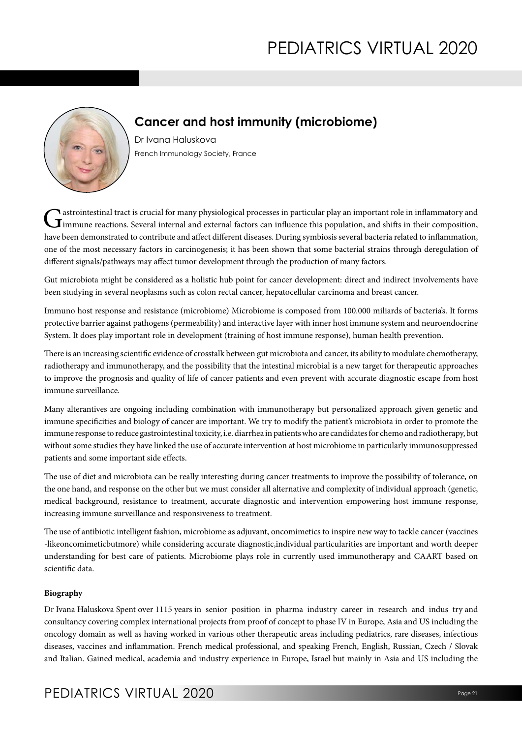## Cancer and host immunity (microbiome)

Dr Ivana Haluskova

French Immunology Society, France

Gastrointestinal tract is crucial for many physiological processes in particular play an important role in inflammatory and immune reactions. Several internal and external factors can influence this population, and shifts in their composition, have been demonstrated to contribute and affect different diseases. During symbiosis several bacteria related to inflammation, one of the most necessary factors in carcinogenesis; it has been shown that some bacterial strains through deregulation of different signals/pathways may affect tumor development through the production of many factors.

Gut microbiota might be considered as a holistic hub point for cancer development: direct and indirect involvements have been studying in several neoplasms such as colon rectal cancer, hepatocellular carcinoma and breast cancer.

Immuno host response and resistance (microbiome) Microbiome is composed from 100.000 miliards of bacteria's. It forms protective barrier against pathogens (permeability) and interactive layer with inner host immune system and neuroendocrine System. It does play important role in development (training of host immune response), human health prevention.

There is an increasing scientific evidence of crosstalk between gut microbiota and cancer, its ability to modulate chemotherapy, radiotherapy and immunotherapy, and the possibility that the intestinal microbial is a new target for therapeutic approaches to improve the prognosis and quality of life of cancer patients and even prevent with accurate diagnostic escape from host immune surveillance.

Many alterantives are ongoing including combination with immunotherapy but personalized approach given genetic and immune specificities and biology of cancer are important. We try to modify the patient's microbiota in order to promote the immune response to reduce gastrointestinal toxicity, i.e. diarrhea in patients who are candidates for chemo and radiotherapy, but without some studies they have linked the use of accurate intervention at host microbiome in particularly immunosuppressed patients and some important side effects.

The use of diet and microbiota can be really interesting during cancer treatments to improve the possibility of tolerance, on the one hand, and response on the other but we must consider all alternative and complexity of individual approach (genetic, medical background, resistance to treatment, accurate diagnostic and intervention empowering host immune response, increasing immune surveillance and responsiveness to treatment.

The use of antibiotic intelligent fashion, microbiome as adjuvant, oncomimetics to inspire new way to tackle cancer (vaccines -likeoncomimeticbutmore) while considering accurate diagnostic,individual particularities are important and worth deeper understanding for best care of patients. Microbiome plays role in currently used immunotherapy and CAART based on scientific data.

**Biography**

Dr Ivana Haluskova Spent over 1115 years in senior position in pharma industry career in research and indus try and consultancy covering complex international projects from proof of concept to phase IV in Europe, Asia and US including the oncology domain as well as having worked in various other therapeutic areas including pediatrics, rare diseases, infectious diseases, vaccines and inflammation. French medical professional, and speaking French, English, Russian, Czech / Slovak and Italian. Gained medical, academia and industry experience in Europe, Israel but mainly in Asia and US including the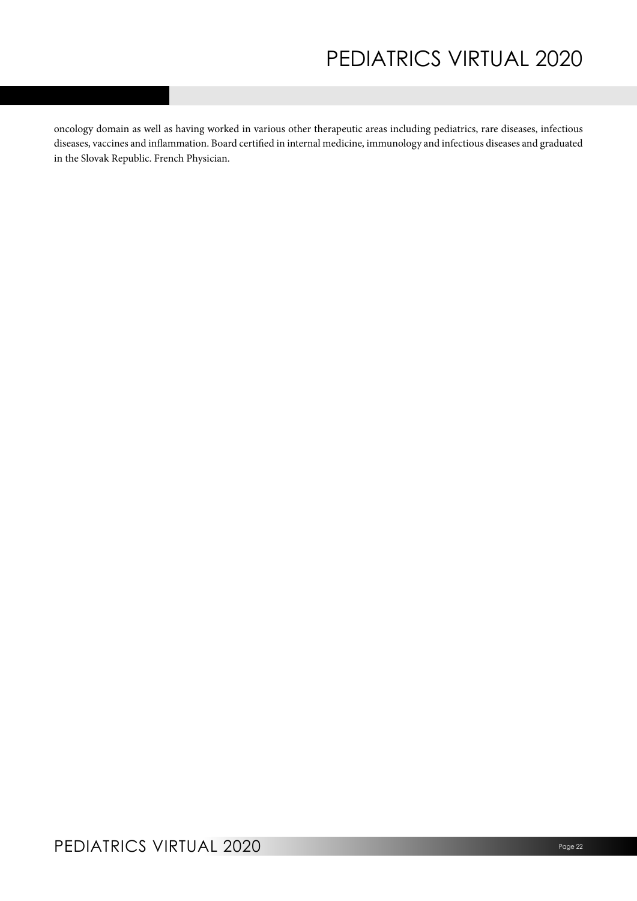oncology domain as well as having worked in various other therapeutic areas including pediatrics, rare diseases, infectious diseases, vaccines and inflammation. Board certified in internal medicine, immunology and infectious diseases and graduated in the Slovak Republic. French Physician.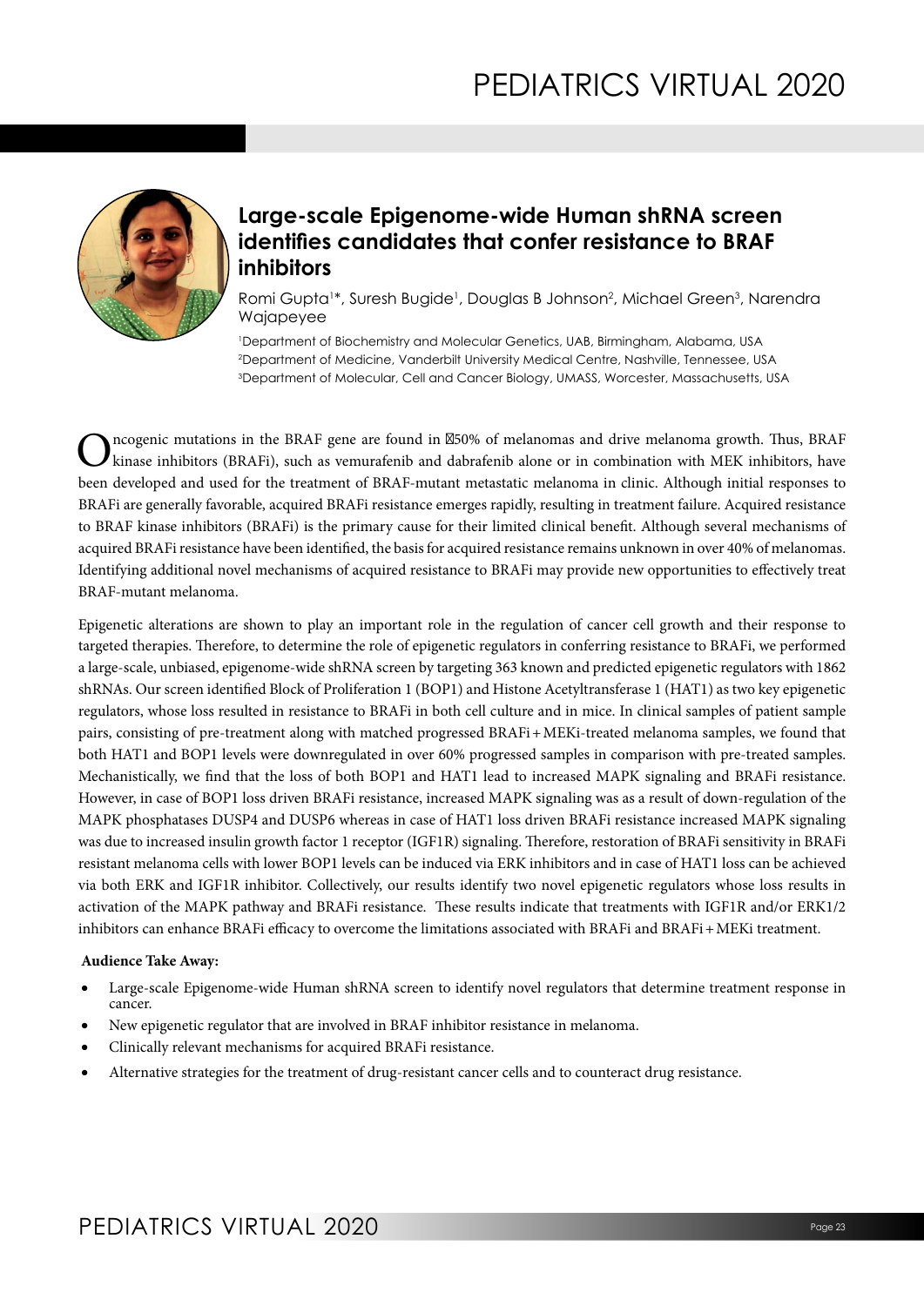# Large-scale Epigenome-wide Human shRNA screen identifies candidates that confer resistance to BRAF inhibitors

Romi Gupta[1]*, Suresh Bugide[1], Douglas B Johnson[2], Michael Green[3], Narendra Wajapeyee

[1]Department of Biochemistry and Molecular Genetics, UAB, Birmingham, Alabama, USA
[2]Department of Medicine, Vanderbilt University Medical Centre, Nashville, Tennessee, USA
[3]Department of Molecular, Cell and Cancer Biology, UMASS, Worcester, Massachusetts, USA

Oncogenic mutations in the BRAF gene are found in ⁓50% of melanomas and drive melanoma growth. Thus, BRAF kinase inhibitors (BRAFi), such as vemurafenib and dabrafenib alone or in combination with MEK inhibitors, have been developed and used for the treatment of BRAF-mutant metastatic melanoma in clinic. Although initial responses to BRAFi are generally favorable, acquired BRAFi resistance emerges rapidly, resulting in treatment failure. Acquired resistance to BRAF kinase inhibitors (BRAFi) is the primary cause for their limited clinical benefit. Although several mechanisms of acquired BRAFi resistance have been identified, the basis for acquired resistance remains unknown in over 40% of melanomas. Identifying additional novel mechanisms of acquired resistance to BRAFi may provide new opportunities to effectively treat BRAF-mutant melanoma.

Epigenetic alterations are shown to play an important role in the regulation of cancer cell growth and their response to targeted therapies. Therefore, to determine the role of epigenetic regulators in conferring resistance to BRAFi, we performed a large-scale, unbiased, epigenome-wide shRNA screen by targeting 363 known and predicted epigenetic regulators with 1862 shRNAs. Our screen identified Block of Proliferation 1 (BOP1) and Histone Acetyltransferase 1 (HAT1) as two key epigenetic regulators, whose loss resulted in resistance to BRAFi in both cell culture and in mice. In clinical samples of patient sample pairs, consisting of pre-treatment along with matched progressed BRAFi+MEKi-treated melanoma samples, we found that both HAT1 and BOP1 levels were downregulated in over 60% progressed samples in comparison with pre-treated samples. Mechanistically, we find that the loss of both BOP1 and HAT1 lead to increased MAPK signaling and BRAFi resistance. However, in case of BOP1 loss driven BRAFi resistance, increased MAPK signaling was as a result of down-regulation of the MAPK phosphatases DUSP4 and DUSP6 whereas in case of HAT1 loss driven BRAFi resistance increased MAPK signaling was due to increased insulin growth factor 1 receptor (IGF1R) signaling. Therefore, restoration of BRAFi sensitivity in BRAFi resistant melanoma cells with lower BOP1 levels can be induced via ERK inhibitors and in case of HAT1 loss can be achieved via both ERK and IGF1R inhibitor. Collectively, our results identify two novel epigenetic regulators whose loss results in activation of the MAPK pathway and BRAFi resistance. These results indicate that treatments with IGF1R and/or ERK1/2 inhibitors can enhance BRAFi efficacy to overcome the limitations associated with BRAFi and BRAFi+MEKi treatment.

**Audience Take Away:**

- Large-scale Epigenome-wide Human shRNA screen to identify novel regulators that determine treatment response in cancer.
- New epigenetic regulator that are involved in BRAF inhibitor resistance in melanoma.
- Clinically relevant mechanisms for acquired BRAFi resistance.
- Alternative strategies for the treatment of drug-resistant cancer cells and to counteract drug resistance.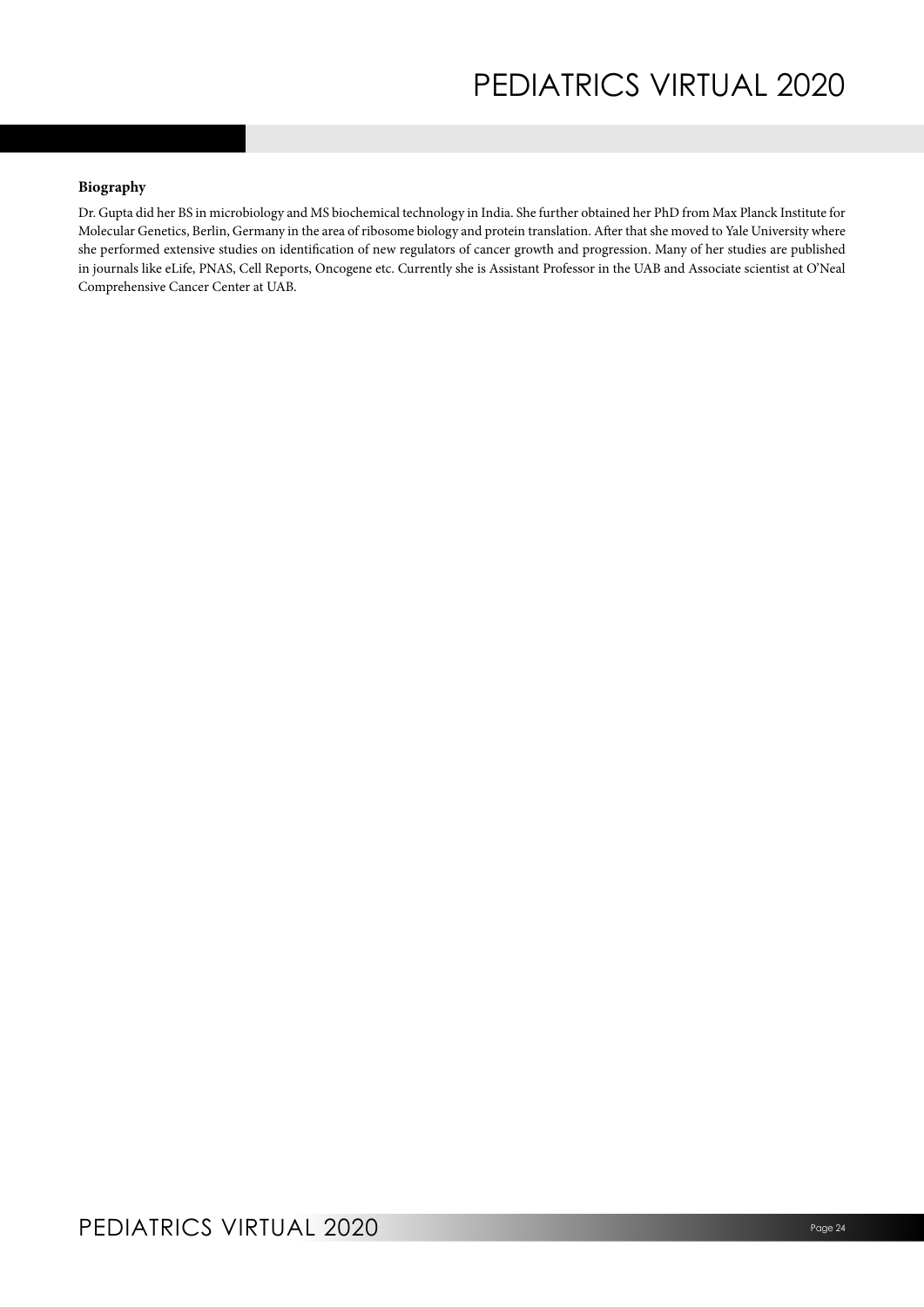**Biography**

Dr. Gupta did her BS in microbiology and MS biochemical technology in India. She further obtained her PhD from Max Planck Institute for Molecular Genetics, Berlin, Germany in the area of ribosome biology and protein translation. After that she moved to Yale University where she performed extensive studies on identification of new regulators of cancer growth and progression. Many of her studies are published in journals like eLife, PNAS, Cell Reports, Oncogene etc. Currently she is Assistant Professor in the UAB and Associate scientist at O'Neal Comprehensive Cancer Center at UAB.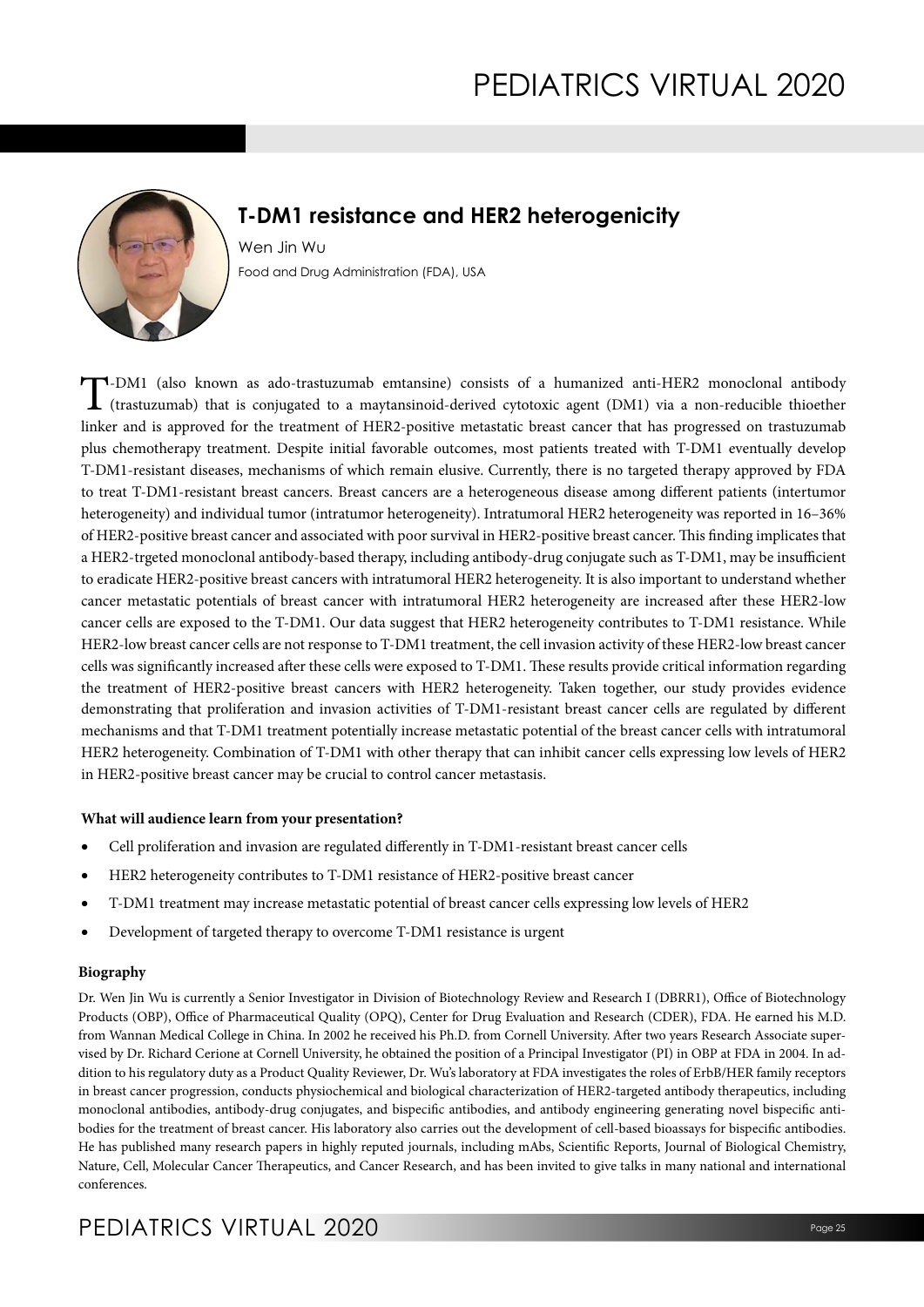## T-DM1 resistance and HER2 heterogenicity

Wen Jin Wu

Food and Drug Administration (FDA), USA

T-DM1 (also known as ado-trastuzumab emtansine) consists of a humanized anti-HER2 monoclonal antibody (trastuzumab) that is conjugated to a maytansinoid-derived cytotoxic agent (DM1) via a non-reducible thioether linker and is approved for the treatment of HER2-positive metastatic breast cancer that has progressed on trastuzumab plus chemotherapy treatment. Despite initial favorable outcomes, most patients treated with T-DM1 eventually develop T-DM1-resistant diseases, mechanisms of which remain elusive. Currently, there is no targeted therapy approved by FDA to treat T-DM1-resistant breast cancers. Breast cancers are a heterogeneous disease among different patients (intertumor heterogeneity) and individual tumor (intratumor heterogeneity). Intratumoral HER2 heterogeneity was reported in 16–36% of HER2-positive breast cancer and associated with poor survival in HER2-positive breast cancer. This finding implicates that a HER2-trgeted monoclonal antibody-based therapy, including antibody-drug conjugate such as T-DM1, may be insufficient to eradicate HER2-positive breast cancers with intratumoral HER2 heterogeneity. It is also important to understand whether cancer metastatic potentials of breast cancer with intratumoral HER2 heterogeneity are increased after these HER2-low cancer cells are exposed to the T-DM1. Our data suggest that HER2 heterogeneity contributes to T-DM1 resistance. While HER2-low breast cancer cells are not response to T-DM1 treatment, the cell invasion activity of these HER2-low breast cancer cells was significantly increased after these cells were exposed to T-DM1. These results provide critical information regarding the treatment of HER2-positive breast cancers with HER2 heterogeneity. Taken together, our study provides evidence demonstrating that proliferation and invasion activities of T-DM1-resistant breast cancer cells are regulated by different mechanisms and that T-DM1 treatment potentially increase metastatic potential of the breast cancer cells with intratumoral HER2 heterogeneity. Combination of T-DM1 with other therapy that can inhibit cancer cells expressing low levels of HER2 in HER2-positive breast cancer may be crucial to control cancer metastasis.

**What will audience learn from your presentation?**

- Cell proliferation and invasion are regulated differently in T-DM1-resistant breast cancer cells
- HER2 heterogeneity contributes to T-DM1 resistance of HER2-positive breast cancer
- T-DM1 treatment may increase metastatic potential of breast cancer cells expressing low levels of HER2
- Development of targeted therapy to overcome T-DM1 resistance is urgent

**Biography**

Dr. Wen Jin Wu is currently a Senior Investigator in Division of Biotechnology Review and Research I (DBRR1), Office of Biotechnology Products (OBP), Office of Pharmaceutical Quality (OPQ), Center for Drug Evaluation and Research (CDER), FDA. He earned his M.D. from Wannan Medical College in China. In 2002 he received his Ph.D. from Cornell University. After two years Research Associate supervised by Dr. Richard Cerione at Cornell University, he obtained the position of a Principal Investigator (PI) in OBP at FDA in 2004. In addition to his regulatory duty as a Product Quality Reviewer, Dr. Wu's laboratory at FDA investigates the roles of ErbB/HER family receptors in breast cancer progression, conducts physiochemical and biological characterization of HER2-targeted antibody therapeutics, including monoclonal antibodies, antibody-drug conjugates, and bispecific antibodies, and antibody engineering generating novel bispecific antibodies for the treatment of breast cancer. His laboratory also carries out the development of cell-based bioassays for bispecific antibodies. He has published many research papers in highly reputed journals, including mAbs, Scientific Reports, Journal of Biological Chemistry, Nature, Cell, Molecular Cancer Therapeutics, and Cancer Research, and has been invited to give talks in many national and international conferences.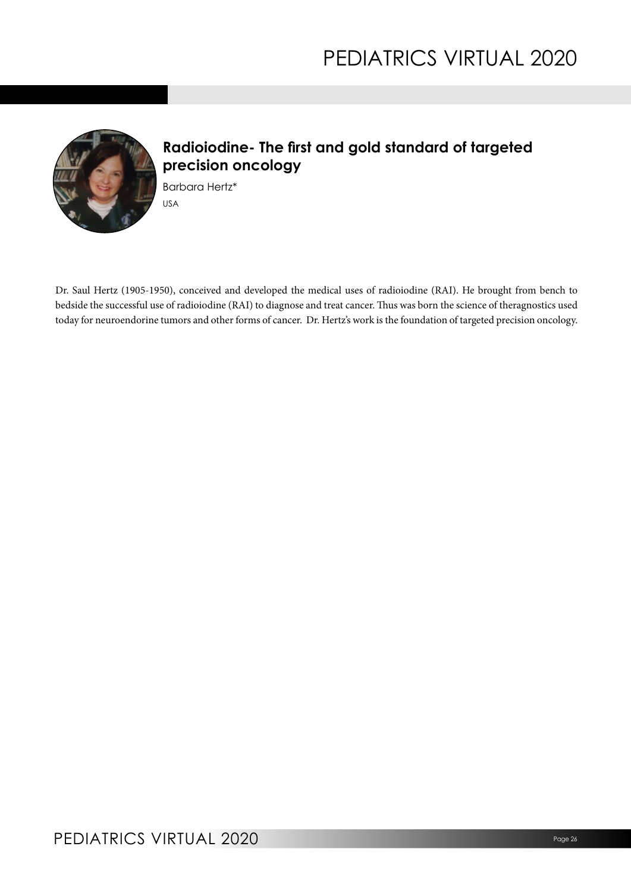## Radioiodine- The first and gold standard of targeted precision oncology

Barbara Hertz*

USA

Dr. Saul Hertz (1905-1950), conceived and developed the medical uses of radioiodine (RAI). He brought from bench to bedside the successful use of radioiodine (RAI) to diagnose and treat cancer. Thus was born the science of theragnostics used today for neuroendorine tumors and other forms of cancer. Dr. Hertz's work is the foundation of targeted precision oncology.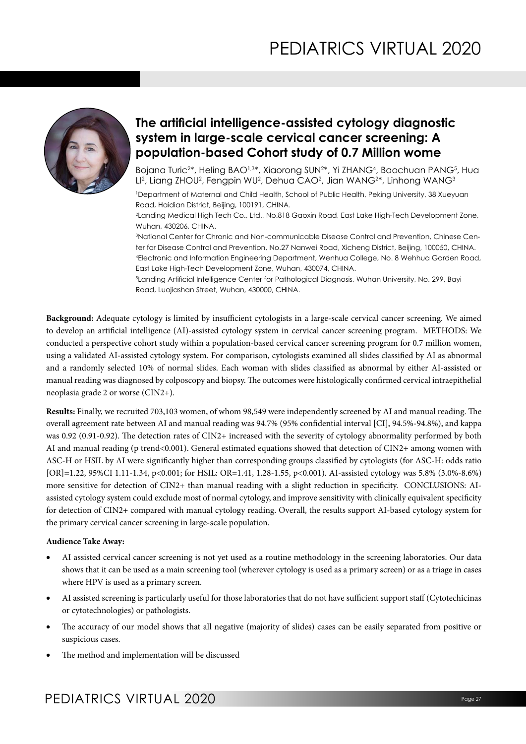## The artificial intelligence-assisted cytology diagnostic system in large-scale cervical cancer screening: A population-based Cohort study of 0.7 Million wome

Bojana Turic[2*], Heling BAO[1,3*], Xiaorong SUN[2*], Yi ZHANG[4], Baochuan PANG[5], Hua LI[2], Liang ZHOU[2], Fengpin WU[2], Dehua CAO[2], Jian WANG[2*], Linhong WANG[3]

[1]Department of Maternal and Child Health, School of Public Health, Peking University, 38 Xueyuan Road, Haidian District, Beijing, 100191, CHINA.

[2]Landing Medical High Tech Co., Ltd., No.818 Gaoxin Road, East Lake High-Tech Development Zone, Wuhan, 430206, CHINA.

[3]National Center for Chronic and Non-communicable Disease Control and Prevention, Chinese Center for Disease Control and Prevention, No.27 Nanwei Road, Xicheng District, Beijing, 100050, CHINA.

[4]Electronic and Information Engineering Department, Wenhua College, No. 8 Wehhua Garden Road, East Lake High-Tech Development Zone, Wuhan, 430074, CHINA.

[5]Landing Artificial Intelligence Center for Pathological Diagnosis, Wuhan University, No. 299, Bayi Road, Luojiashan Street, Wuhan, 430000, CHINA.

**Background:** Adequate cytology is limited by insufficient cytologists in a large-scale cervical cancer screening. We aimed to develop an artificial intelligence (AI)-assisted cytology system in cervical cancer screening program. METHODS: We conducted a perspective cohort study within a population-based cervical cancer screening program for 0.7 million women, using a validated AI-assisted cytology system. For comparison, cytologists examined all slides classified by AI as abnormal and a randomly selected 10% of normal slides. Each woman with slides classified as abnormal by either AI-assisted or manual reading was diagnosed by colposcopy and biopsy. The outcomes were histologically confirmed cervical intraepithelial neoplasia grade 2 or worse (CIN2+).

**Results:** Finally, we recruited 703,103 women, of whom 98,549 were independently screened by AI and manual reading. The overall agreement rate between AI and manual reading was 94.7% (95% confidential interval [CI], 94.5%-94.8%), and kappa was 0.92 (0.91-0.92). The detection rates of CIN2+ increased with the severity of cytology abnormality performed by both AI and manual reading (p trend<0.001). General estimated equations showed that detection of CIN2+ among women with ASC-H or HSIL by AI were significantly higher than corresponding groups classified by cytologists (for ASC-H: odds ratio [OR]=1.22, 95%CI 1.11-1.34, p<0.001; for HSIL: OR=1.41, 1.28-1.55, p<0.001). AI-assisted cytology was 5.8% (3.0%-8.6%) more sensitive for detection of CIN2+ than manual reading with a slight reduction in specificity. CONCLUSIONS: AI-assisted cytology system could exclude most of normal cytology, and improve sensitivity with clinically equivalent specificity for detection of CIN2+ compared with manual cytology reading. Overall, the results support AI-based cytology system for the primary cervical cancer screening in large-scale population.

**Audience Take Away:**

- AI assisted cervical cancer screening is not yet used as a routine methodology in the screening laboratories. Our data shows that it can be used as a main screening tool (wherever cytology is used as a primary screen) or as a triage in cases where HPV is used as a primary screen.
- AI assisted screening is particularly useful for those laboratories that do not have sufficient support staff (Cytotechicinas or cytotechnologies) or pathologists.
- The accuracy of our model shows that all negative (majority of slides) cases can be easily separated from positive or suspicious cases.
- The method and implementation will be discussed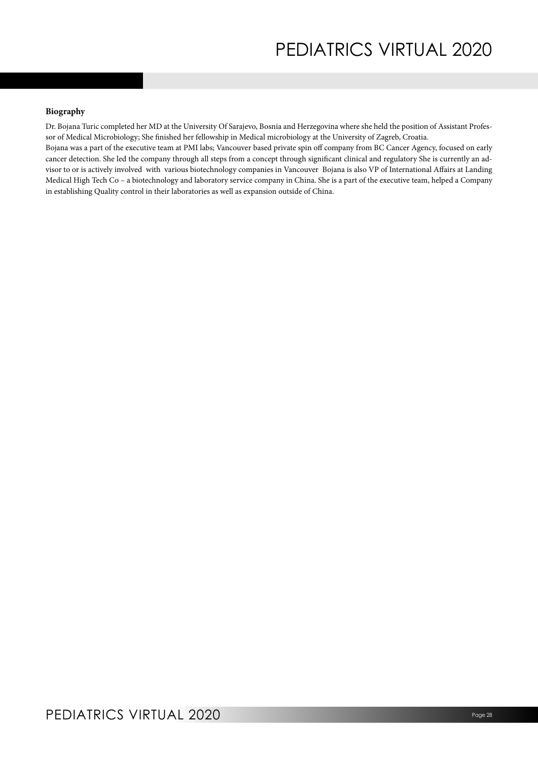**Biography**

Dr. Bojana Turic completed her MD at the University Of Sarajevo, Bosnia and Herzegovina where she held the position of Assistant Professor of Medical Microbiology; She finished her fellowship in Medical microbiology at the University of Zagreb, Croatia.
Bojana was a part of the executive team at PMI labs; Vancouver based private spin off company from BC Cancer Agency, focused on early cancer detection. She led the company through all steps from a concept through significant clinical and regulatory She is currently an advisor to or is actively involved with various biotechnology companies in Vancouver Bojana is also VP of International Affairs at Landing Medical High Tech Co – a biotechnology and laboratory service company in China. She is a part of the executive team, helped a Company in establishing Quality control in their laboratories as well as expansion outside of China.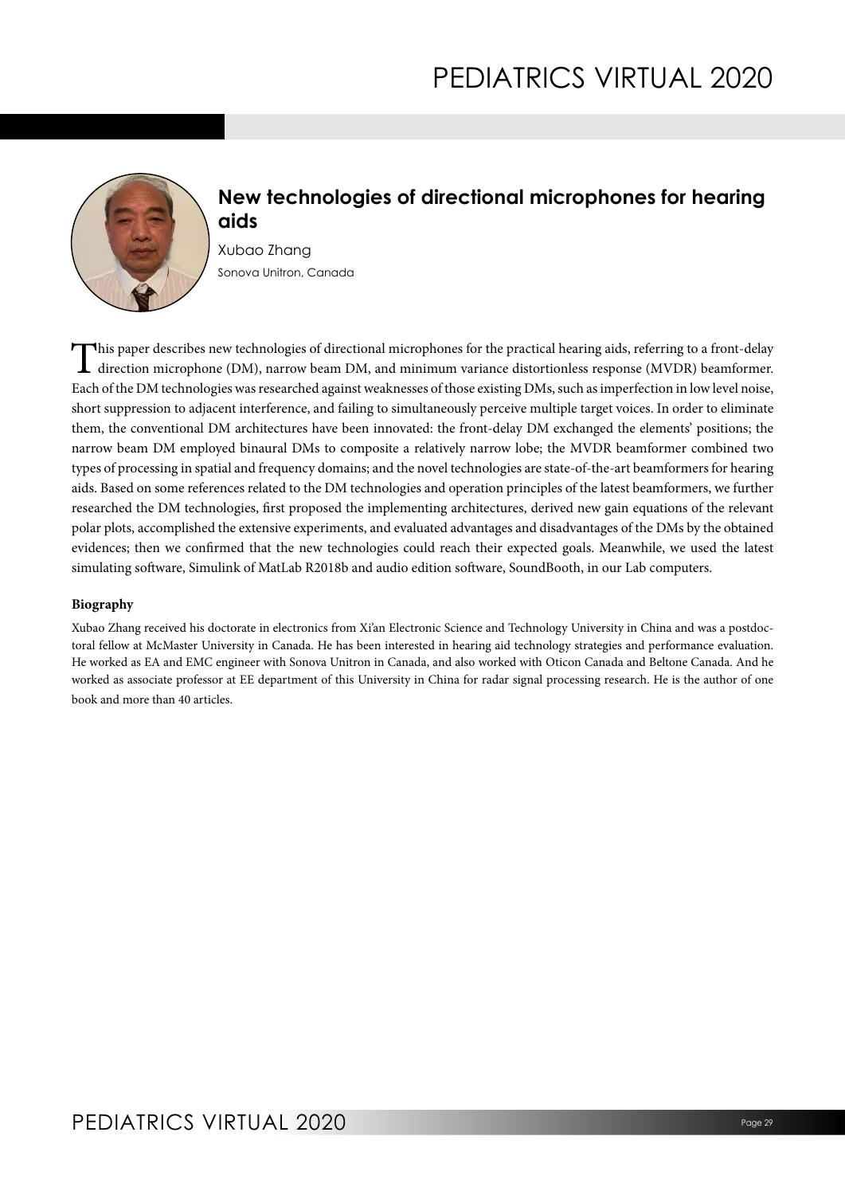## New technologies of directional microphones for hearing aids

Xubao Zhang

Sonova Unitron, Canada

This paper describes new technologies of directional microphones for the practical hearing aids, referring to a front-delay direction microphone (DM), narrow beam DM, and minimum variance distortionless response (MVDR) beamformer. Each of the DM technologies was researched against weaknesses of those existing DMs, such as imperfection in low level noise, short suppression to adjacent interference, and failing to simultaneously perceive multiple target voices. In order to eliminate them, the conventional DM architectures have been innovated: the front-delay DM exchanged the elements' positions; the narrow beam DM employed binaural DMs to composite a relatively narrow lobe; the MVDR beamformer combined two types of processing in spatial and frequency domains; and the novel technologies are state-of-the-art beamformers for hearing aids. Based on some references related to the DM technologies and operation principles of the latest beamformers, we further researched the DM technologies, first proposed the implementing architectures, derived new gain equations of the relevant polar plots, accomplished the extensive experiments, and evaluated advantages and disadvantages of the DMs by the obtained evidences; then we confirmed that the new technologies could reach their expected goals. Meanwhile, we used the latest simulating software, Simulink of MatLab R2018b and audio edition software, SoundBooth, in our Lab computers.

### Biography

Xubao Zhang received his doctorate in electronics from Xi'an Electronic Science and Technology University in China and was a postdoctoral fellow at McMaster University in Canada. He has been interested in hearing aid technology strategies and performance evaluation. He worked as EA and EMC engineer with Sonova Unitron in Canada, and also worked with Oticon Canada and Beltone Canada. And he worked as associate professor at EE department of this University in China for radar signal processing research. He is the author of one book and more than 40 articles.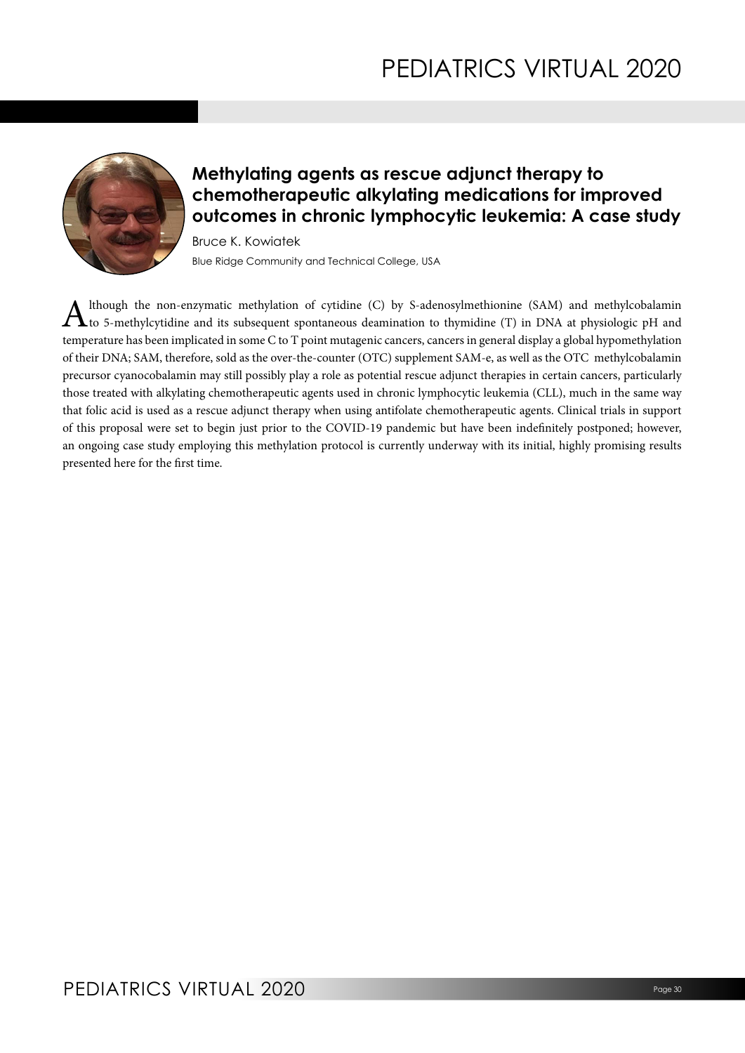## Methylating agents as rescue adjunct therapy to chemotherapeutic alkylating medications for improved outcomes in chronic lymphocytic leukemia: A case study

Bruce K. Kowiatek

Blue Ridge Community and Technical College, USA

Although the non-enzymatic methylation of cytidine (C) by S-adenosylmethionine (SAM) and methylcobalamin to 5-methylcytidine and its subsequent spontaneous deamination to thymidine (T) in DNA at physiologic pH and temperature has been implicated in some C to T point mutagenic cancers, cancers in general display a global hypomethylation of their DNA; SAM, therefore, sold as the over-the-counter (OTC) supplement SAM-e, as well as the OTC methylcobalamin precursor cyanocobalamin may still possibly play a role as potential rescue adjunct therapies in certain cancers, particularly those treated with alkylating chemotherapeutic agents used in chronic lymphocytic leukemia (CLL), much in the same way that folic acid is used as a rescue adjunct therapy when using antifolate chemotherapeutic agents. Clinical trials in support of this proposal were set to begin just prior to the COVID-19 pandemic but have been indefinitely postponed; however, an ongoing case study employing this methylation protocol is currently underway with its initial, highly promising results presented here for the first time.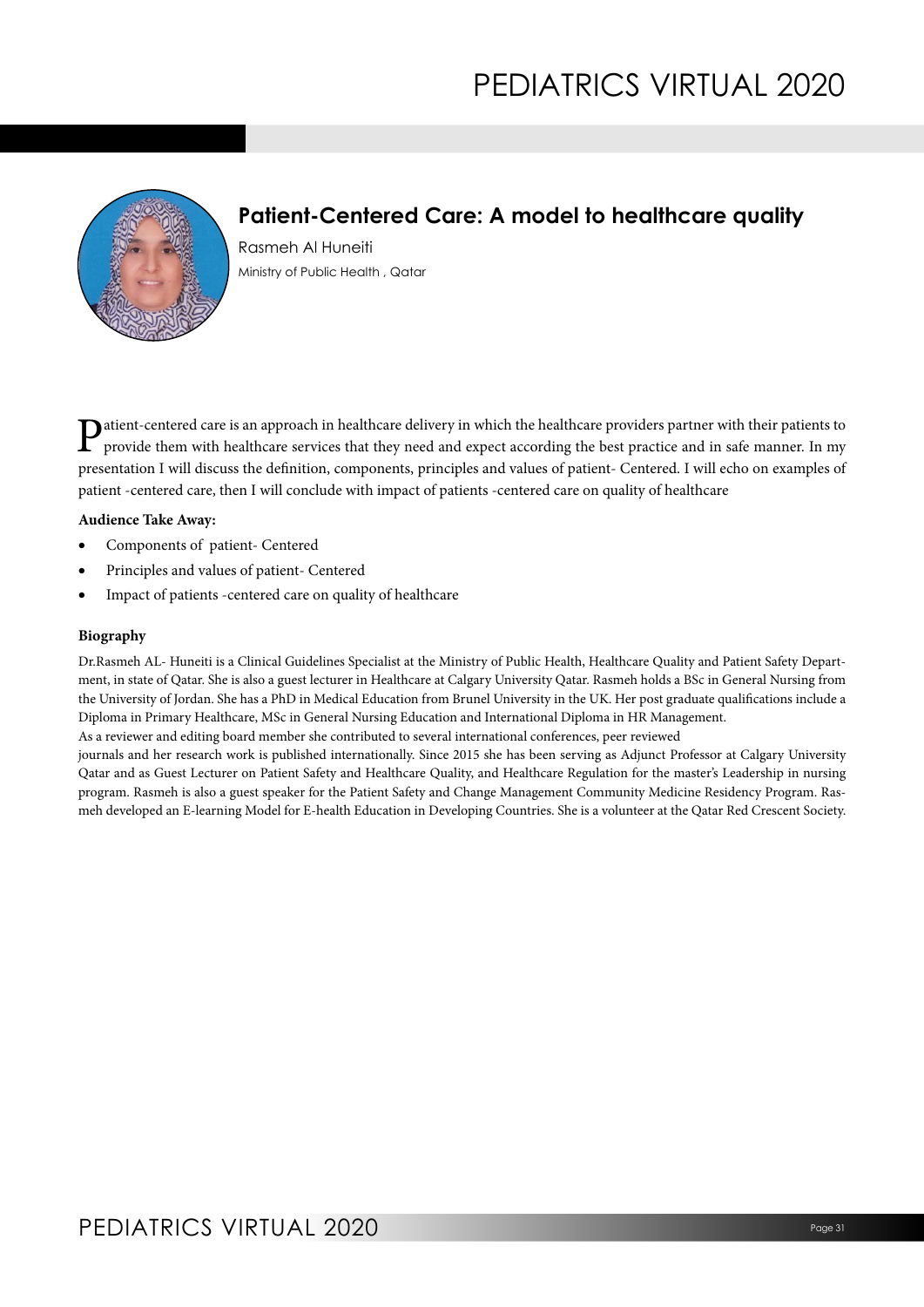## Patient-Centered Care: A model to healthcare quality

Rasmeh Al Huneiti

Ministry of Public Health , Qatar

Patient-centered care is an approach in healthcare delivery in which the healthcare providers partner with their patients to provide them with healthcare services that they need and expect according the best practice and in safe manner. In my presentation I will discuss the definition, components, principles and values of patient- Centered. I will echo on examples of patient -centered care, then I will conclude with impact of patients -centered care on quality of healthcare

**Audience Take Away:**

- Components of patient- Centered
- Principles and values of patient- Centered
- Impact of patients -centered care on quality of healthcare

**Biography**

Dr.Rasmeh AL- Huneiti is a Clinical Guidelines Specialist at the Ministry of Public Health, Healthcare Quality and Patient Safety Department, in state of Qatar. She is also a guest lecturer in Healthcare at Calgary University Qatar. Rasmeh holds a BSc in General Nursing from the University of Jordan. She has a PhD in Medical Education from Brunel University in the UK. Her post graduate qualifications include a Diploma in Primary Healthcare, MSc in General Nursing Education and International Diploma in HR Management.

As a reviewer and editing board member she contributed to several international conferences, peer reviewed journals and her research work is published internationally. Since 2015 she has been serving as Adjunct Professor at Calgary University Qatar and as Guest Lecturer on Patient Safety and Healthcare Quality, and Healthcare Regulation for the master's Leadership in nursing program. Rasmeh is also a guest speaker for the Patient Safety and Change Management Community Medicine Residency Program. Rasmeh developed an E-learning Model for E-health Education in Developing Countries. She is a volunteer at the Qatar Red Crescent Society.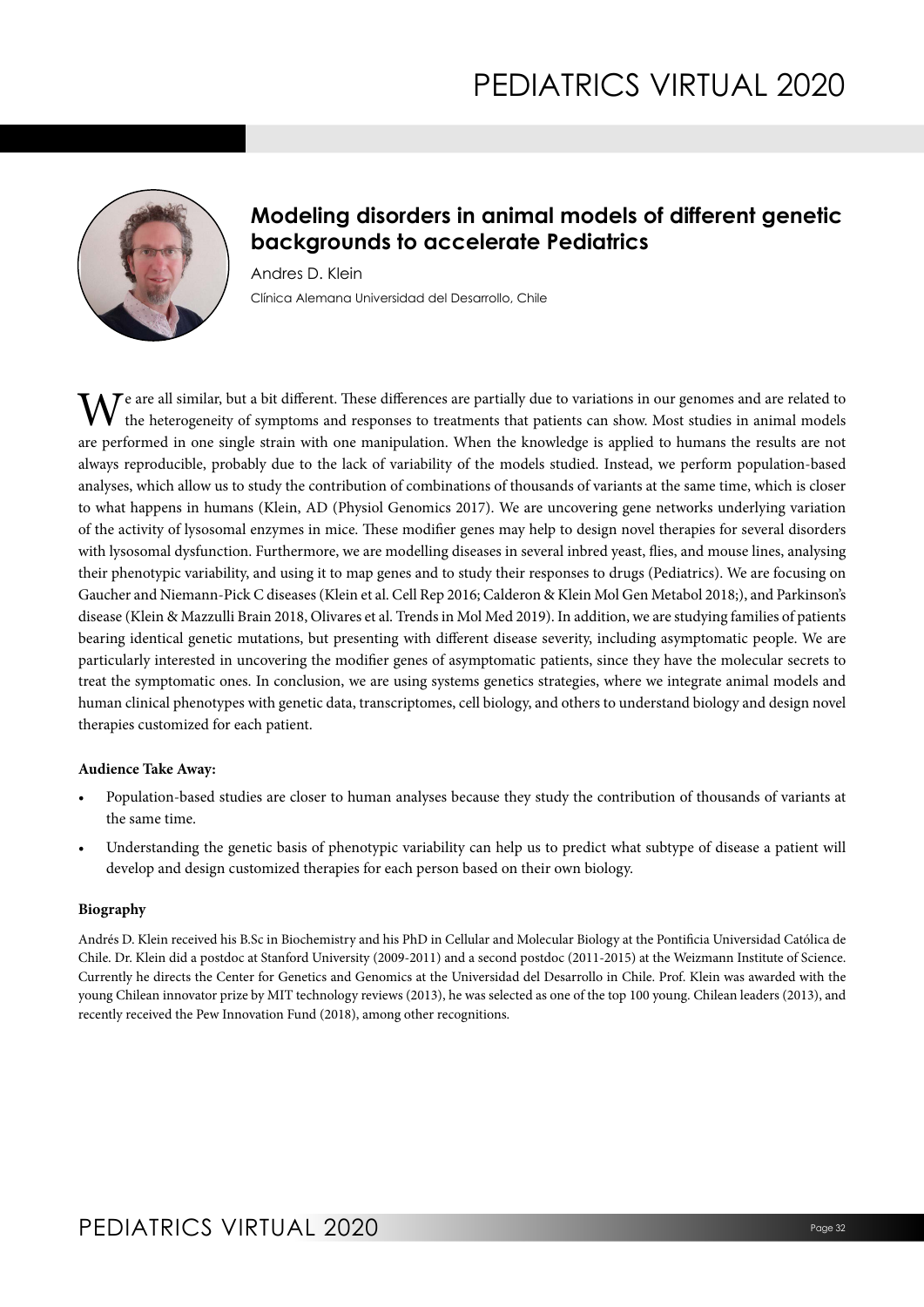## Modeling disorders in animal models of different genetic backgrounds to accelerate Pediatrics

Andres D. Klein

Clínica Alemana Universidad del Desarrollo, Chile

We are all similar, but a bit different. These differences are partially due to variations in our genomes and are related to the heterogeneity of symptoms and responses to treatments that patients can show. Most studies in animal models are performed in one single strain with one manipulation. When the knowledge is applied to humans the results are not always reproducible, probably due to the lack of variability of the models studied. Instead, we perform population-based analyses, which allow us to study the contribution of combinations of thousands of variants at the same time, which is closer to what happens in humans (Klein, AD (Physiol Genomics 2017). We are uncovering gene networks underlying variation of the activity of lysosomal enzymes in mice. These modifier genes may help to design novel therapies for several disorders with lysosomal dysfunction. Furthermore, we are modelling diseases in several inbred yeast, flies, and mouse lines, analysing their phenotypic variability, and using it to map genes and to study their responses to drugs (Pediatrics). We are focusing on Gaucher and Niemann-Pick C diseases (Klein et al. Cell Rep 2016; Calderon & Klein Mol Gen Metabol 2018;), and Parkinson's disease (Klein & Mazzulli Brain 2018, Olivares et al. Trends in Mol Med 2019). In addition, we are studying families of patients bearing identical genetic mutations, but presenting with different disease severity, including asymptomatic people. We are particularly interested in uncovering the modifier genes of asymptomatic patients, since they have the molecular secrets to treat the symptomatic ones. In conclusion, we are using systems genetics strategies, where we integrate animal models and human clinical phenotypes with genetic data, transcriptomes, cell biology, and others to understand biology and design novel therapies customized for each patient.

**Audience Take Away:**

- Population-based studies are closer to human analyses because they study the contribution of thousands of variants at the same time.
- Understanding the genetic basis of phenotypic variability can help us to predict what subtype of disease a patient will develop and design customized therapies for each person based on their own biology.

**Biography**

Andrés D. Klein received his B.Sc in Biochemistry and his PhD in Cellular and Molecular Biology at the Pontificia Universidad Católica de Chile. Dr. Klein did a postdoc at Stanford University (2009-2011) and a second postdoc (2011-2015) at the Weizmann Institute of Science. Currently he directs the Center for Genetics and Genomics at the Universidad del Desarrollo in Chile. Prof. Klein was awarded with the young Chilean innovator prize by MIT technology reviews (2013), he was selected as one of the top 100 young. Chilean leaders (2013), and recently received the Pew Innovation Fund (2018), among other recognitions.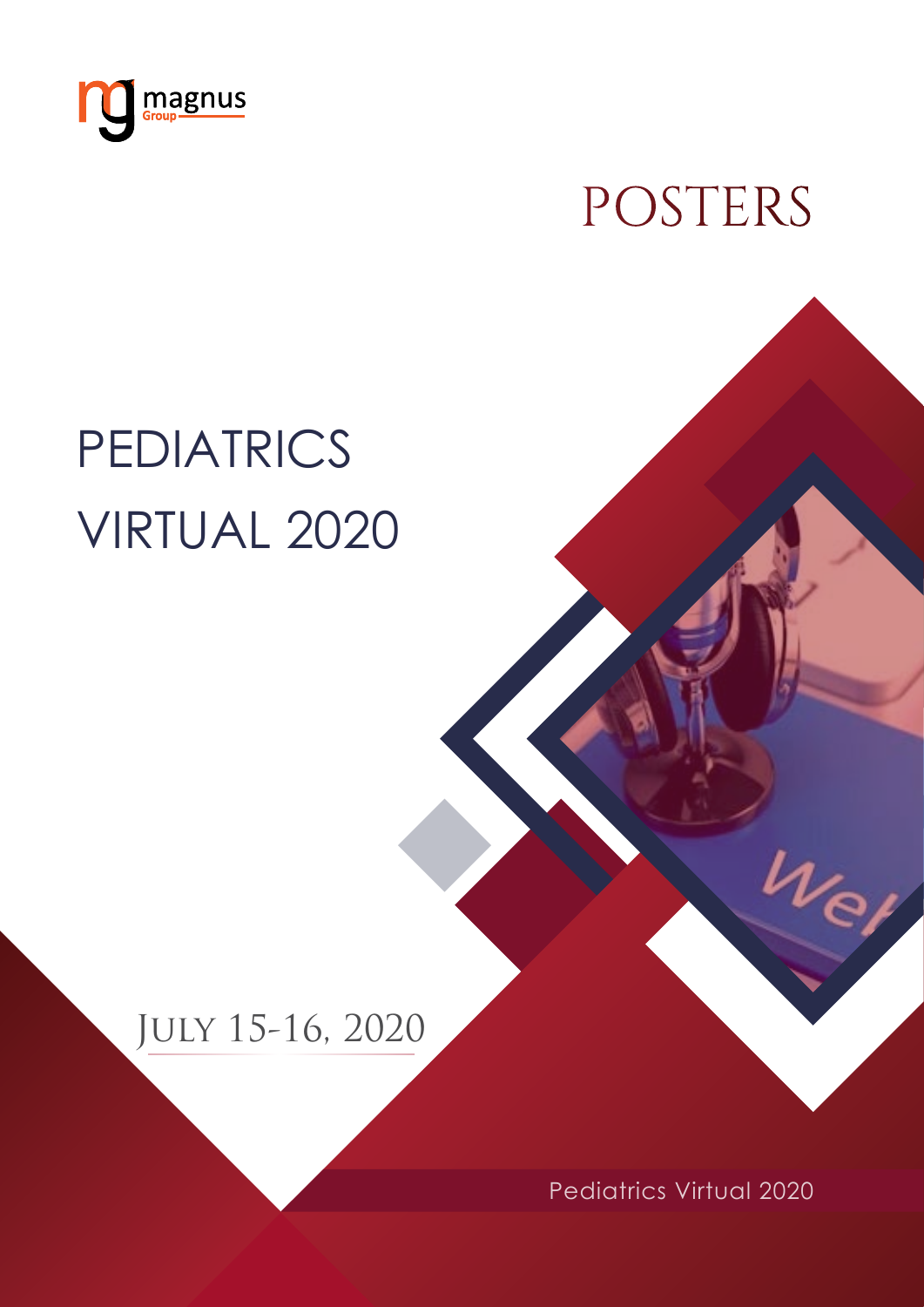# POSTERS

# PEDIATRICS VIRTUAL 2020

July 15-16, 2020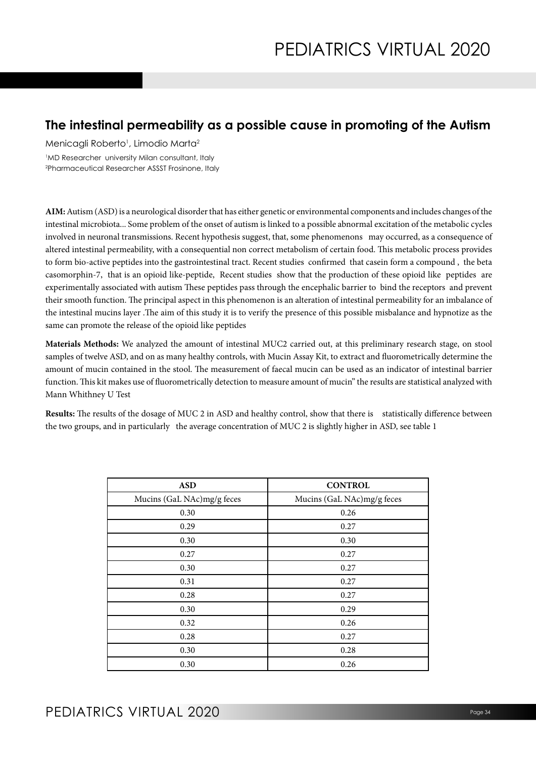## The intestinal permeability as a possible cause in promoting of the Autism

Menicagli Roberto[1], Limodio Marta[2]

[1]MD Researcher university Milan consultant, Italy
[2]Pharmaceutical Researcher ASSST Frosinone, Italy

**AIM:** Autism (ASD) is a neurological disorder that has either genetic or environmental components and includes changes of the intestinal microbiota... Some problem of the onset of autism is linked to a possible abnormal excitation of the metabolic cycles involved in neuronal transmissions. Recent hypothesis suggest, that, some phenomenons may occurred, as a consequence of altered intestinal permeability, with a consequential non correct metabolism of certain food. This metabolic process provides to form bio-active peptides into the gastrointestinal tract. Recent studies confirmed that casein form a compound , the beta casomorphin-7, that is an opioid like-peptide, Recent studies show that the production of these opioid like peptides are experimentally associated with autism These peptides pass through the encephalic barrier to bind the receptors and prevent their smooth function. The principal aspect in this phenomenon is an alteration of intestinal permeability for an imbalance of the intestinal mucins layer .The aim of this study it is to verify the presence of this possible misbalance and hypnotize as the same can promote the release of the opioid like peptides

**Materials Methods:** We analyzed the amount of intestinal MUC2 carried out, at this preliminary research stage, on stool samples of twelve ASD, and on as many healthy controls, with Mucin Assay Kit, to extract and fluorometrically determine the amount of mucin contained in the stool. The measurement of faecal mucin can be used as an indicator of intestinal barrier function. This kit makes use of fluorometrically detection to measure amount of mucin" the results are statistical analyzed with Mann Whithney U Test

**Results:** The results of the dosage of MUC 2 in ASD and healthy control, show that there is statistically difference between the two groups, and in particularly the average concentration of MUC 2 is slightly higher in ASD, see table 1

| ASD | CONTROL |
|---|---|
| Mucins (GaL NAc)mg/g feces | Mucins (GaL NAc)mg/g feces |
| 0.30 | 0.26 |
| 0.29 | 0.27 |
| 0.30 | 0.30 |
| 0.27 | 0.27 |
| 0.30 | 0.27 |
| 0.31 | 0.27 |
| 0.28 | 0.27 |
| 0.30 | 0.29 |
| 0.32 | 0.26 |
| 0.28 | 0.27 |
| 0.30 | 0.28 |
| 0.30 | 0.26 |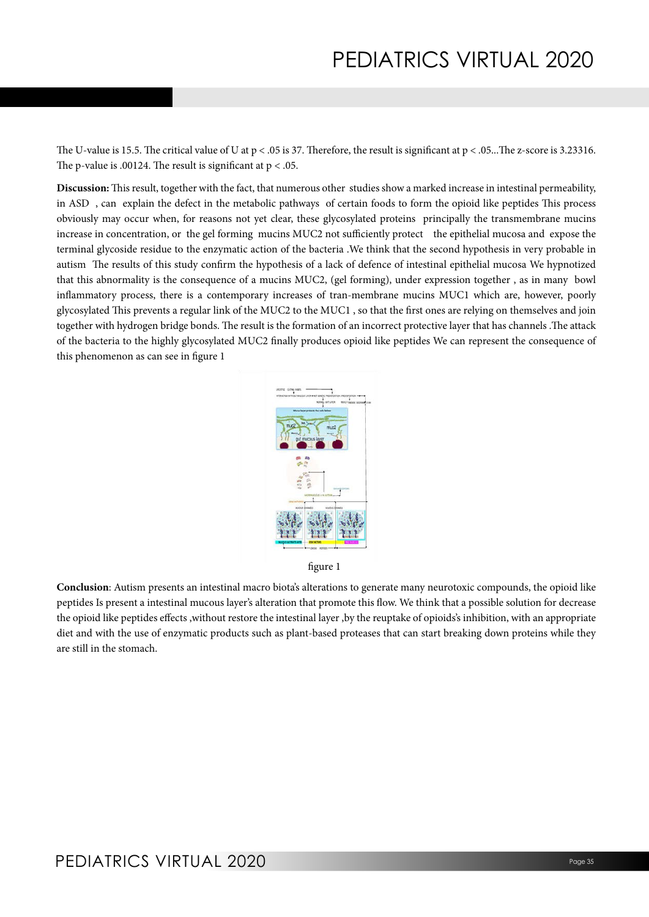The U-value is 15.5. The critical value of U at $p < .05$ is 37. Therefore, the result is significant at $p < .05$...The z-score is 3.23316. The p-value is .00124. The result is significant at $p < .05$.

**Discussion:** This result, together with the fact, that numerous other studies show a marked increase in intestinal permeability, in ASD , can explain the defect in the metabolic pathways of certain foods to form the opioid like peptides This process obviously may occur when, for reasons not yet clear, these glycosylated proteins principally the transmembrane mucins increase in concentration, or the gel forming mucins MUC2 not sufficiently protect the epithelial mucosa and expose the terminal glycoside residue to the enzymatic action of the bacteria .We think that the second hypothesis in very probable in autism The results of this study confirm the hypothesis of a lack of defence of intestinal epithelial mucosa We hypnotized that this abnormality is the consequence of a mucins MUC2, (gel forming), under expression together , as in many bowl inflammatory process, there is a contemporary increases of tran-membrane mucins MUC1 which are, however, poorly glycosylated This prevents a regular link of the MUC2 to the MUC1 , so that the first ones are relying on themselves and join together with hydrogen bridge bonds. The result is the formation of an incorrect protective layer that has channels .The attack of the bacteria to the highly glycosylated MUC2 finally produces opioid like peptides We can represent the consequence of this phenomenon as can see in figure 1

figure 1

**Conclusion**: Autism presents an intestinal macro biota's alterations to generate many neurotoxic compounds, the opioid like peptides Is present a intestinal mucous layer's alteration that promote this flow. We think that a possible solution for decrease the opioid like peptides effects ,without restore the intestinal layer ,by the reuptake of opioids's inhibition, with an appropriate diet and with the use of enzymatic products such as plant-based proteases that can start breaking down proteins while they are still in the stomach.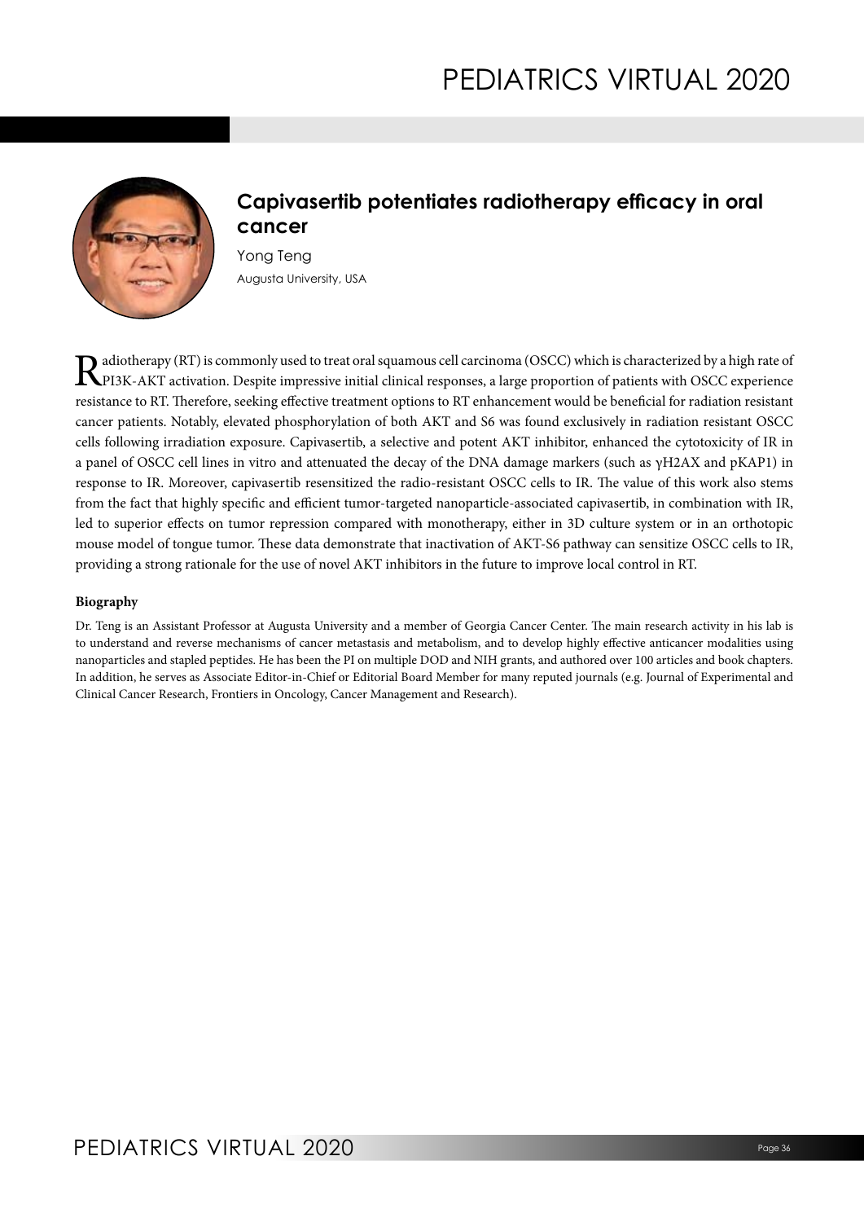## Capivasertib potentiates radiotherapy efficacy in oral cancer

Yong Teng

Augusta University, USA

Radiotherapy (RT) is commonly used to treat oral squamous cell carcinoma (OSCC) which is characterized by a high rate of PI3K-AKT activation. Despite impressive initial clinical responses, a large proportion of patients with OSCC experience resistance to RT. Therefore, seeking effective treatment options to RT enhancement would be beneficial for radiation resistant cancer patients. Notably, elevated phosphorylation of both AKT and S6 was found exclusively in radiation resistant OSCC cells following irradiation exposure. Capivasertib, a selective and potent AKT inhibitor, enhanced the cytotoxicity of IR in a panel of OSCC cell lines in vitro and attenuated the decay of the DNA damage markers (such as γH2AX and pKAP1) in response to IR. Moreover, capivasertib resensitized the radio-resistant OSCC cells to IR. The value of this work also stems from the fact that highly specific and efficient tumor-targeted nanoparticle-associated capivasertib, in combination with IR, led to superior effects on tumor repression compared with monotherapy, either in 3D culture system or in an orthotopic mouse model of tongue tumor. These data demonstrate that inactivation of AKT-S6 pathway can sensitize OSCC cells to IR, providing a strong rationale for the use of novel AKT inhibitors in the future to improve local control in RT.

**Biography**

Dr. Teng is an Assistant Professor at Augusta University and a member of Georgia Cancer Center. The main research activity in his lab is to understand and reverse mechanisms of cancer metastasis and metabolism, and to develop highly effective anticancer modalities using nanoparticles and stapled peptides. He has been the PI on multiple DOD and NIH grants, and authored over 100 articles and book chapters. In addition, he serves as Associate Editor-in-Chief or Editorial Board Member for many reputed journals (e.g. Journal of Experimental and Clinical Cancer Research, Frontiers in Oncology, Cancer Management and Research).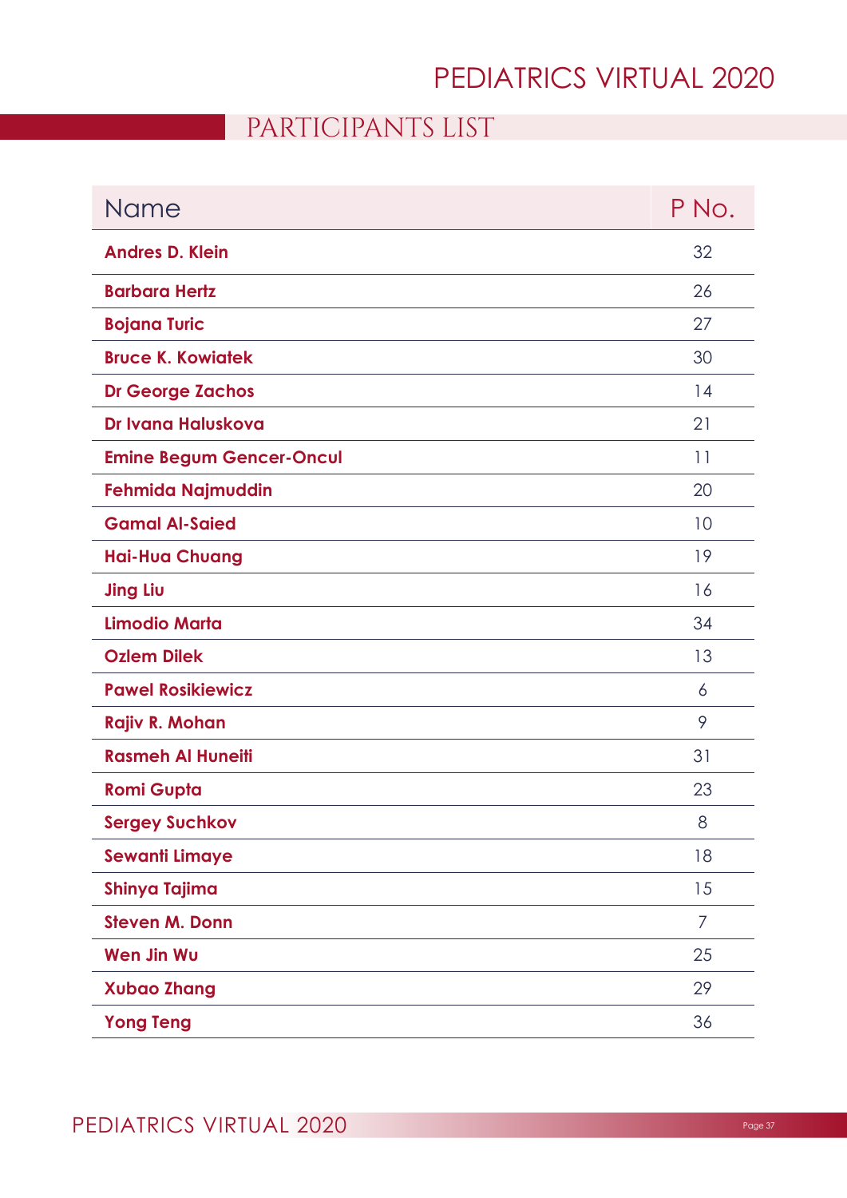# PARTICIPANTS LIST

| Name | P No. |
|---|---|
| **Andres D. Klein** | 32 |
| **Barbara Hertz** | 26 |
| **Bojana Turic** | 27 |
| **Bruce K. Kowiatek** | 30 |
| **Dr George Zachos** | 14 |
| **Dr Ivana Haluskova** | 21 |
| **Emine Begum Gencer-Oncul** | 11 |
| **Fehmida Najmuddin** | 20 |
| **Gamal Al-Saied** | 10 |
| **Hai-Hua Chuang** | 19 |
| **Jing Liu** | 16 |
| **Limodio Marta** | 34 |
| **Ozlem Dilek** | 13 |
| **Pawel Rosikiewicz** | 6 |
| **Rajiv R. Mohan** | 9 |
| **Rasmeh Al Huneiti** | 31 |
| **Romi Gupta** | 23 |
| **Sergey Suchkov** | 8 |
| **Sewanti Limaye** | 18 |
| **Shinya Tajima** | 15 |
| **Steven M. Donn** | 7 |
| **Wen Jin Wu** | 25 |
| **Xubao Zhang** | 29 |
| **Yong Teng** | 36 |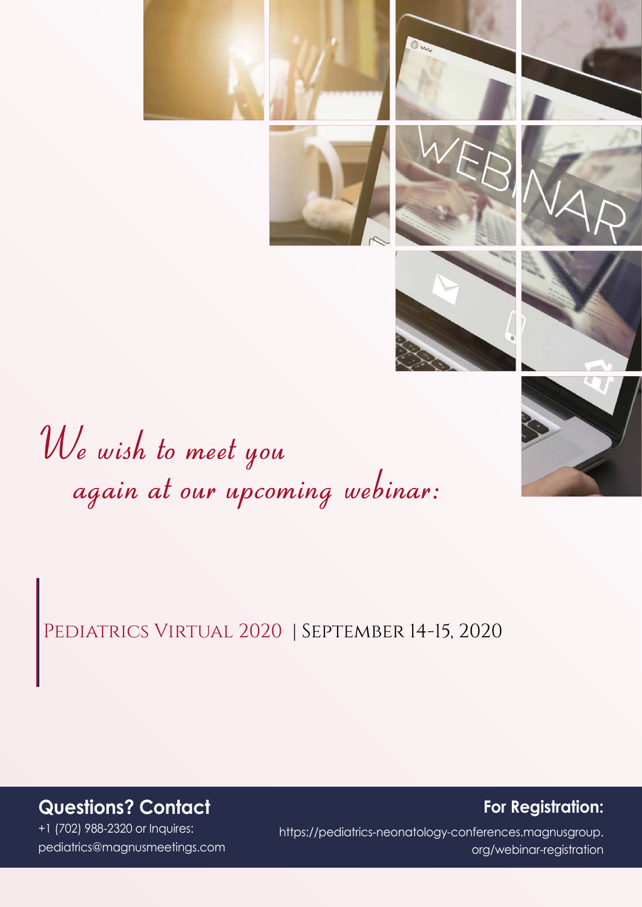*We wish to meet you again at our upcoming webinar:*

Pediatrics Virtual 2020 | September 14-15, 2020

**Questions? Contact**

+1 (702) 988-2320 or Inquires: pediatrics@magnusmeetings.com

**For Registration:**

https://pediatrics-neonatology-conferences.magnusgroup.org/webinar-registration